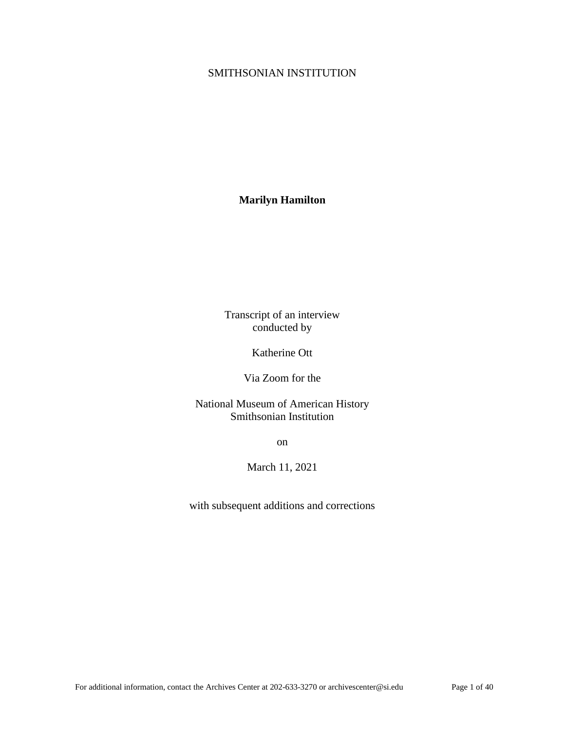SMITHSONIAN INSTITUTION

**Marilyn Hamilton**

Transcript of an interview
conducted by

Katherine Ott

Via Zoom for the

National Museum of American History
Smithsonian Institution

on

March 11, 2021

with subsequent additions and corrections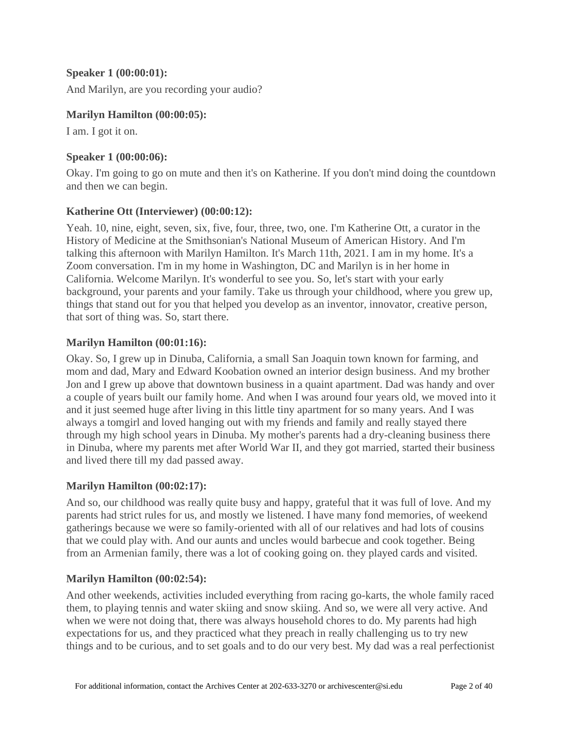**Speaker 1 (00:00:01):**

And Marilyn, are you recording your audio?

**Marilyn Hamilton (00:00:05):**

I am. I got it on.

**Speaker 1 (00:00:06):**

Okay. I'm going to go on mute and then it's on Katherine. If you don't mind doing the countdown and then we can begin.

**Katherine Ott (Interviewer) (00:00:12):**

Yeah. 10, nine, eight, seven, six, five, four, three, two, one. I'm Katherine Ott, a curator in the History of Medicine at the Smithsonian's National Museum of American History. And I'm talking this afternoon with Marilyn Hamilton. It's March 11th, 2021. I am in my home. It's a Zoom conversation. I'm in my home in Washington, DC and Marilyn is in her home in California. Welcome Marilyn. It's wonderful to see you. So, let's start with your early background, your parents and your family. Take us through your childhood, where you grew up, things that stand out for you that helped you develop as an inventor, innovator, creative person, that sort of thing was. So, start there.

**Marilyn Hamilton (00:01:16):**

Okay. So, I grew up in Dinuba, California, a small San Joaquin town known for farming, and mom and dad, Mary and Edward Koobation owned an interior design business. And my brother Jon and I grew up above that downtown business in a quaint apartment. Dad was handy and over a couple of years built our family home. And when I was around four years old, we moved into it and it just seemed huge after living in this little tiny apartment for so many years. And I was always a tomgirl and loved hanging out with my friends and family and really stayed there through my high school years in Dinuba. My mother's parents had a dry-cleaning business there in Dinuba, where my parents met after World War II, and they got married, started their business and lived there till my dad passed away.

**Marilyn Hamilton (00:02:17):**

And so, our childhood was really quite busy and happy, grateful that it was full of love. And my parents had strict rules for us, and mostly we listened. I have many fond memories, of weekend gatherings because we were so family-oriented with all of our relatives and had lots of cousins that we could play with. And our aunts and uncles would barbecue and cook together. Being from an Armenian family, there was a lot of cooking going on. they played cards and visited.

**Marilyn Hamilton (00:02:54):**

And other weekends, activities included everything from racing go-karts, the whole family raced them, to playing tennis and water skiing and snow skiing. And so, we were all very active. And when we were not doing that, there was always household chores to do. My parents had high expectations for us, and they practiced what they preach in really challenging us to try new things and to be curious, and to set goals and to do our very best. My dad was a real perfectionist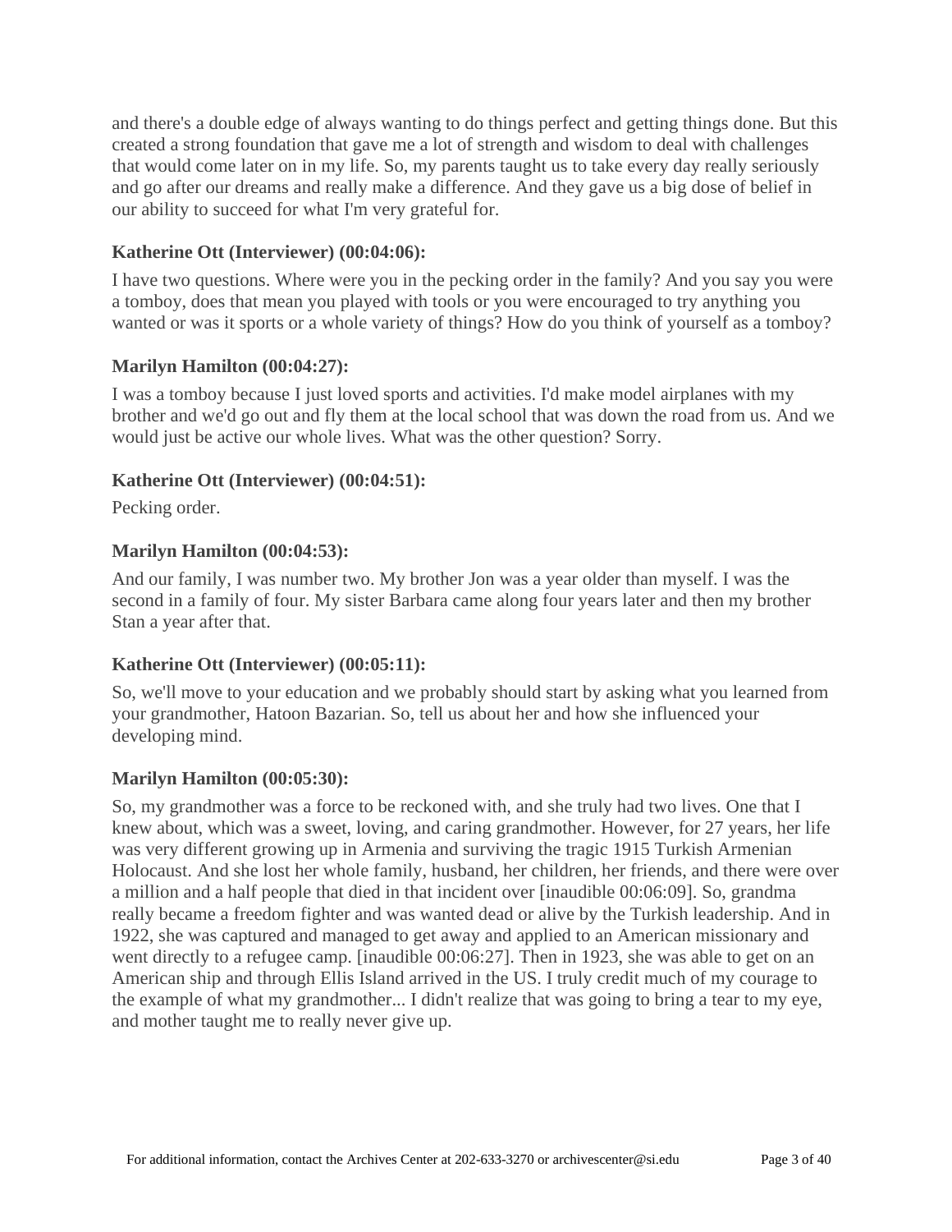and there's a double edge of always wanting to do things perfect and getting things done. But this created a strong foundation that gave me a lot of strength and wisdom to deal with challenges that would come later on in my life. So, my parents taught us to take every day really seriously and go after our dreams and really make a difference. And they gave us a big dose of belief in our ability to succeed for what I'm very grateful for.

**Katherine Ott (Interviewer) (00:04:06):**

I have two questions. Where were you in the pecking order in the family? And you say you were a tomboy, does that mean you played with tools or you were encouraged to try anything you wanted or was it sports or a whole variety of things? How do you think of yourself as a tomboy?

**Marilyn Hamilton (00:04:27):**

I was a tomboy because I just loved sports and activities. I'd make model airplanes with my brother and we'd go out and fly them at the local school that was down the road from us. And we would just be active our whole lives. What was the other question? Sorry.

**Katherine Ott (Interviewer) (00:04:51):**

Pecking order.

**Marilyn Hamilton (00:04:53):**

And our family, I was number two. My brother Jon was a year older than myself. I was the second in a family of four. My sister Barbara came along four years later and then my brother Stan a year after that.

**Katherine Ott (Interviewer) (00:05:11):**

So, we'll move to your education and we probably should start by asking what you learned from your grandmother, Hatoon Bazarian. So, tell us about her and how she influenced your developing mind.

**Marilyn Hamilton (00:05:30):**

So, my grandmother was a force to be reckoned with, and she truly had two lives. One that I knew about, which was a sweet, loving, and caring grandmother. However, for 27 years, her life was very different growing up in Armenia and surviving the tragic 1915 Turkish Armenian Holocaust. And she lost her whole family, husband, her children, her friends, and there were over a million and a half people that died in that incident over [inaudible 00:06:09]. So, grandma really became a freedom fighter and was wanted dead or alive by the Turkish leadership. And in 1922, she was captured and managed to get away and applied to an American missionary and went directly to a refugee camp. [inaudible 00:06:27]. Then in 1923, she was able to get on an American ship and through Ellis Island arrived in the US. I truly credit much of my courage to the example of what my grandmother... I didn't realize that was going to bring a tear to my eye, and mother taught me to really never give up.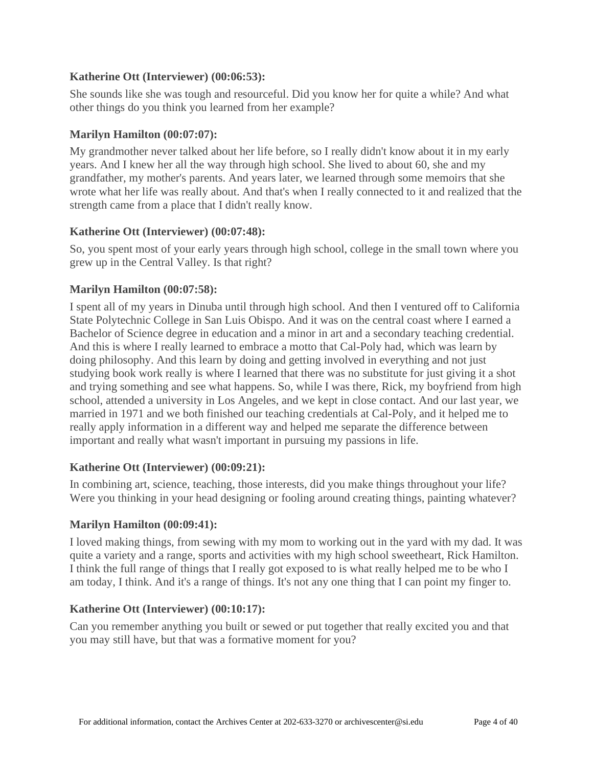**Katherine Ott (Interviewer) (00:06:53):**

She sounds like she was tough and resourceful. Did you know her for quite a while? And what other things do you think you learned from her example?

**Marilyn Hamilton (00:07:07):**

My grandmother never talked about her life before, so I really didn't know about it in my early years. And I knew her all the way through high school. She lived to about 60, she and my grandfather, my mother's parents. And years later, we learned through some memoirs that she wrote what her life was really about. And that's when I really connected to it and realized that the strength came from a place that I didn't really know.

**Katherine Ott (Interviewer) (00:07:48):**

So, you spent most of your early years through high school, college in the small town where you grew up in the Central Valley. Is that right?

**Marilyn Hamilton (00:07:58):**

I spent all of my years in Dinuba until through high school. And then I ventured off to California State Polytechnic College in San Luis Obispo. And it was on the central coast where I earned a Bachelor of Science degree in education and a minor in art and a secondary teaching credential. And this is where I really learned to embrace a motto that Cal-Poly had, which was learn by doing philosophy. And this learn by doing and getting involved in everything and not just studying book work really is where I learned that there was no substitute for just giving it a shot and trying something and see what happens. So, while I was there, Rick, my boyfriend from high school, attended a university in Los Angeles, and we kept in close contact. And our last year, we married in 1971 and we both finished our teaching credentials at Cal-Poly, and it helped me to really apply information in a different way and helped me separate the difference between important and really what wasn't important in pursuing my passions in life.

**Katherine Ott (Interviewer) (00:09:21):**

In combining art, science, teaching, those interests, did you make things throughout your life? Were you thinking in your head designing or fooling around creating things, painting whatever?

**Marilyn Hamilton (00:09:41):**

I loved making things, from sewing with my mom to working out in the yard with my dad. It was quite a variety and a range, sports and activities with my high school sweetheart, Rick Hamilton. I think the full range of things that I really got exposed to is what really helped me to be who I am today, I think. And it's a range of things. It's not any one thing that I can point my finger to.

**Katherine Ott (Interviewer) (00:10:17):**

Can you remember anything you built or sewed or put together that really excited you and that you may still have, but that was a formative moment for you?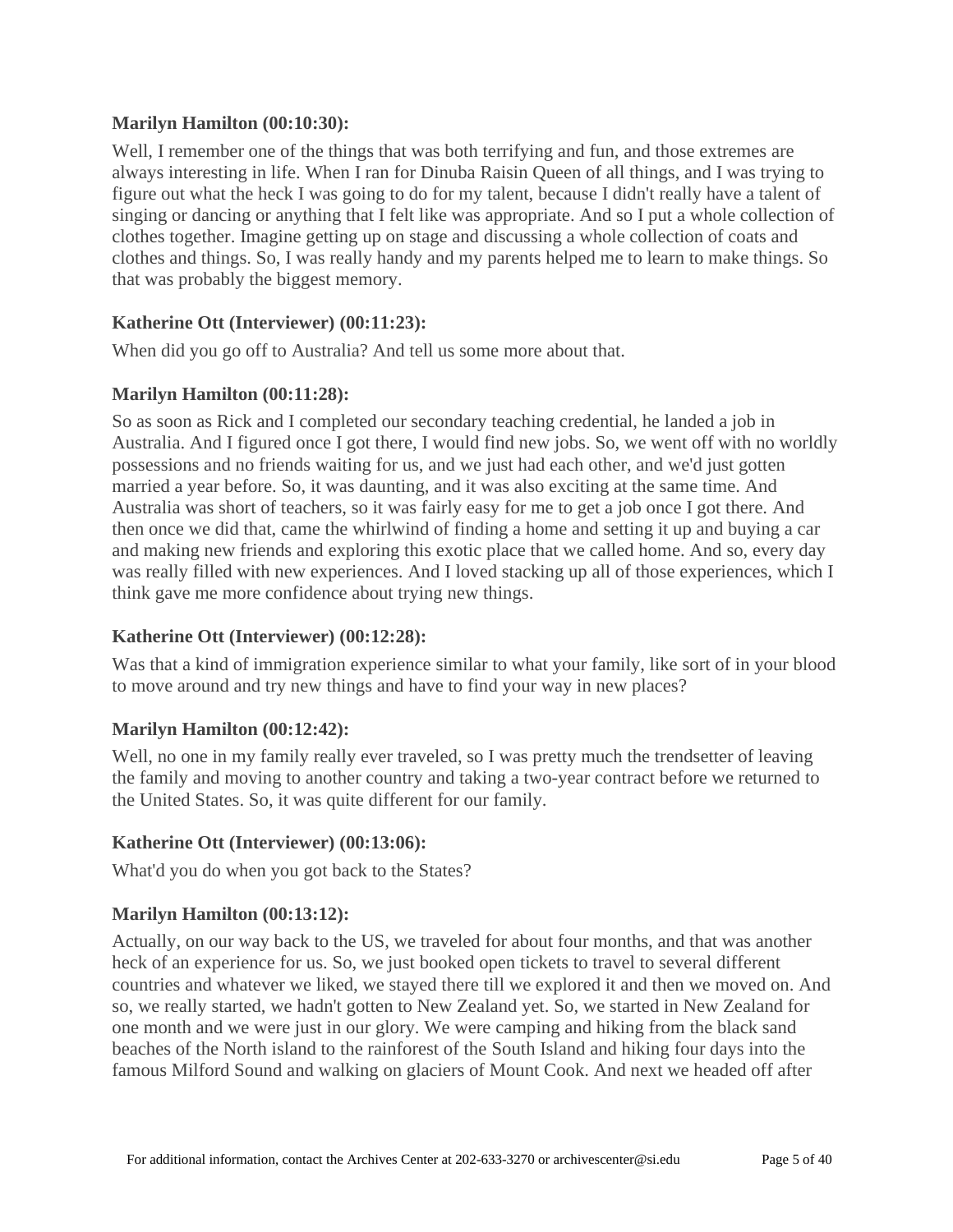**Marilyn Hamilton (00:10:30):**

Well, I remember one of the things that was both terrifying and fun, and those extremes are always interesting in life. When I ran for Dinuba Raisin Queen of all things, and I was trying to figure out what the heck I was going to do for my talent, because I didn't really have a talent of singing or dancing or anything that I felt like was appropriate. And so I put a whole collection of clothes together. Imagine getting up on stage and discussing a whole collection of coats and clothes and things. So, I was really handy and my parents helped me to learn to make things. So that was probably the biggest memory.

**Katherine Ott (Interviewer) (00:11:23):**

When did you go off to Australia? And tell us some more about that.

**Marilyn Hamilton (00:11:28):**

So as soon as Rick and I completed our secondary teaching credential, he landed a job in Australia. And I figured once I got there, I would find new jobs. So, we went off with no worldly possessions and no friends waiting for us, and we just had each other, and we'd just gotten married a year before. So, it was daunting, and it was also exciting at the same time. And Australia was short of teachers, so it was fairly easy for me to get a job once I got there. And then once we did that, came the whirlwind of finding a home and setting it up and buying a car and making new friends and exploring this exotic place that we called home. And so, every day was really filled with new experiences. And I loved stacking up all of those experiences, which I think gave me more confidence about trying new things.

**Katherine Ott (Interviewer) (00:12:28):**

Was that a kind of immigration experience similar to what your family, like sort of in your blood to move around and try new things and have to find your way in new places?

**Marilyn Hamilton (00:12:42):**

Well, no one in my family really ever traveled, so I was pretty much the trendsetter of leaving the family and moving to another country and taking a two-year contract before we returned to the United States. So, it was quite different for our family.

**Katherine Ott (Interviewer) (00:13:06):**

What'd you do when you got back to the States?

**Marilyn Hamilton (00:13:12):**

Actually, on our way back to the US, we traveled for about four months, and that was another heck of an experience for us. So, we just booked open tickets to travel to several different countries and whatever we liked, we stayed there till we explored it and then we moved on. And so, we really started, we hadn't gotten to New Zealand yet. So, we started in New Zealand for one month and we were just in our glory. We were camping and hiking from the black sand beaches of the North island to the rainforest of the South Island and hiking four days into the famous Milford Sound and walking on glaciers of Mount Cook. And next we headed off after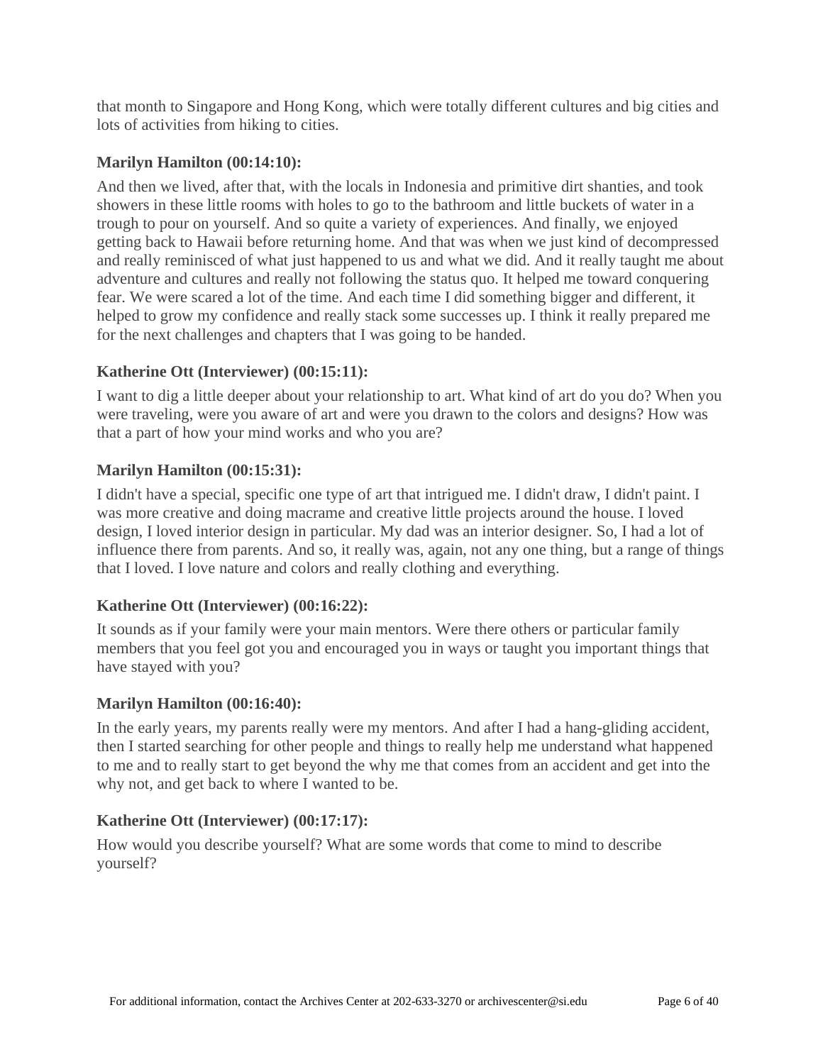that month to Singapore and Hong Kong, which were totally different cultures and big cities and lots of activities from hiking to cities.

**Marilyn Hamilton (00:14:10):**

And then we lived, after that, with the locals in Indonesia and primitive dirt shanties, and took showers in these little rooms with holes to go to the bathroom and little buckets of water in a trough to pour on yourself. And so quite a variety of experiences. And finally, we enjoyed getting back to Hawaii before returning home. And that was when we just kind of decompressed and really reminisced of what just happened to us and what we did. And it really taught me about adventure and cultures and really not following the status quo. It helped me toward conquering fear. We were scared a lot of the time. And each time I did something bigger and different, it helped to grow my confidence and really stack some successes up. I think it really prepared me for the next challenges and chapters that I was going to be handed.

**Katherine Ott (Interviewer) (00:15:11):**

I want to dig a little deeper about your relationship to art. What kind of art do you do? When you were traveling, were you aware of art and were you drawn to the colors and designs? How was that a part of how your mind works and who you are?

**Marilyn Hamilton (00:15:31):**

I didn't have a special, specific one type of art that intrigued me. I didn't draw, I didn't paint. I was more creative and doing macrame and creative little projects around the house. I loved design, I loved interior design in particular. My dad was an interior designer. So, I had a lot of influence there from parents. And so, it really was, again, not any one thing, but a range of things that I loved. I love nature and colors and really clothing and everything.

**Katherine Ott (Interviewer) (00:16:22):**

It sounds as if your family were your main mentors. Were there others or particular family members that you feel got you and encouraged you in ways or taught you important things that have stayed with you?

**Marilyn Hamilton (00:16:40):**

In the early years, my parents really were my mentors. And after I had a hang-gliding accident, then I started searching for other people and things to really help me understand what happened to me and to really start to get beyond the why me that comes from an accident and get into the why not, and get back to where I wanted to be.

**Katherine Ott (Interviewer) (00:17:17):**

How would you describe yourself? What are some words that come to mind to describe yourself?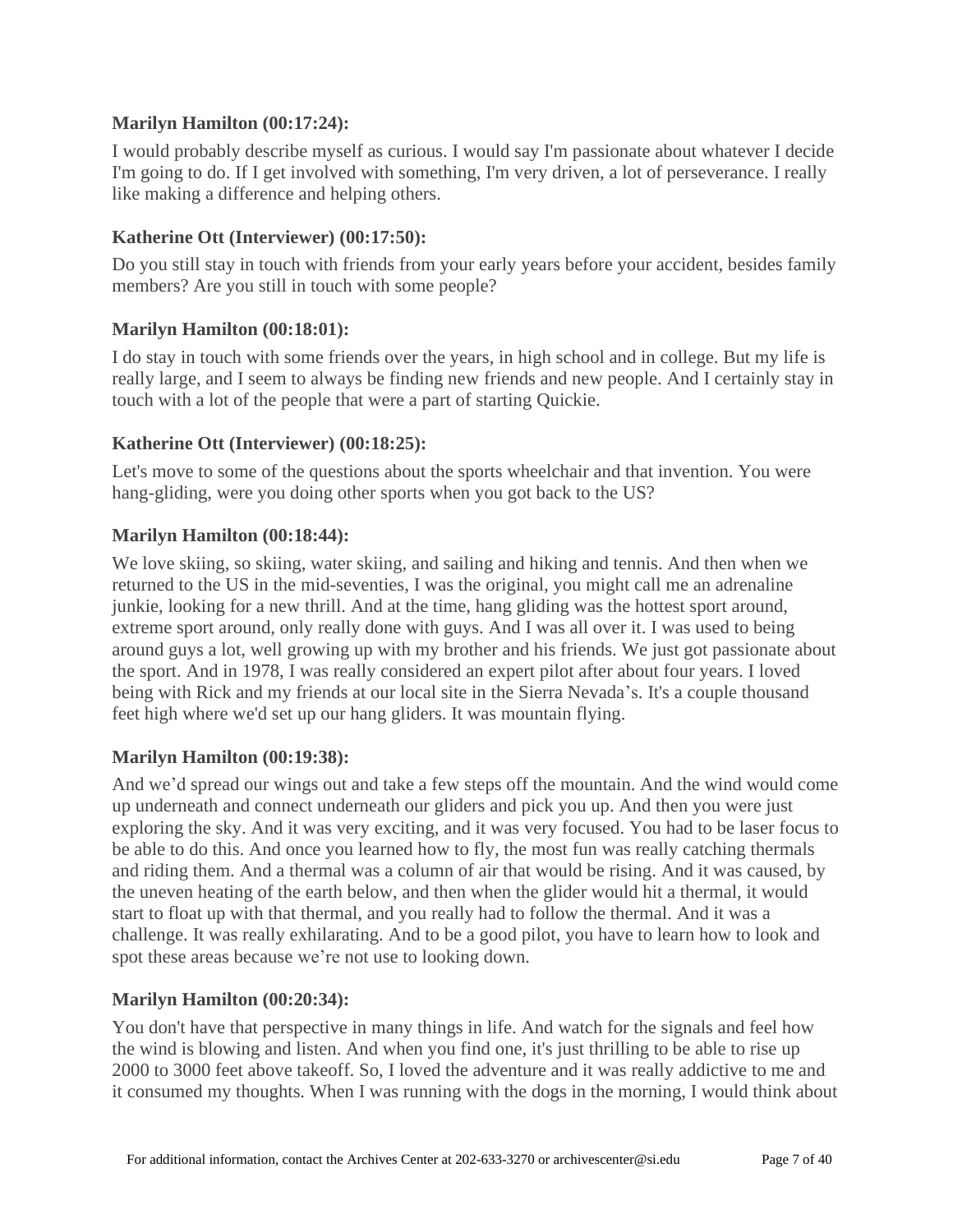**Marilyn Hamilton (00:17:24):**

I would probably describe myself as curious. I would say I'm passionate about whatever I decide I'm going to do. If I get involved with something, I'm very driven, a lot of perseverance. I really like making a difference and helping others.

**Katherine Ott (Interviewer) (00:17:50):**

Do you still stay in touch with friends from your early years before your accident, besides family members? Are you still in touch with some people?

**Marilyn Hamilton (00:18:01):**

I do stay in touch with some friends over the years, in high school and in college. But my life is really large, and I seem to always be finding new friends and new people. And I certainly stay in touch with a lot of the people that were a part of starting Quickie.

**Katherine Ott (Interviewer) (00:18:25):**

Let's move to some of the questions about the sports wheelchair and that invention. You were hang-gliding, were you doing other sports when you got back to the US?

**Marilyn Hamilton (00:18:44):**

We love skiing, so skiing, water skiing, and sailing and hiking and tennis. And then when we returned to the US in the mid-seventies, I was the original, you might call me an adrenaline junkie, looking for a new thrill. And at the time, hang gliding was the hottest sport around, extreme sport around, only really done with guys. And I was all over it. I was used to being around guys a lot, well growing up with my brother and his friends. We just got passionate about the sport. And in 1978, I was really considered an expert pilot after about four years. I loved being with Rick and my friends at our local site in the Sierra Nevada's. It's a couple thousand feet high where we'd set up our hang gliders. It was mountain flying.

**Marilyn Hamilton (00:19:38):**

And we'd spread our wings out and take a few steps off the mountain. And the wind would come up underneath and connect underneath our gliders and pick you up. And then you were just exploring the sky. And it was very exciting, and it was very focused. You had to be laser focus to be able to do this. And once you learned how to fly, the most fun was really catching thermals and riding them. And a thermal was a column of air that would be rising. And it was caused, by the uneven heating of the earth below, and then when the glider would hit a thermal, it would start to float up with that thermal, and you really had to follow the thermal. And it was a challenge. It was really exhilarating. And to be a good pilot, you have to learn how to look and spot these areas because we're not use to looking down.

**Marilyn Hamilton (00:20:34):**

You don't have that perspective in many things in life. And watch for the signals and feel how the wind is blowing and listen. And when you find one, it's just thrilling to be able to rise up 2000 to 3000 feet above takeoff. So, I loved the adventure and it was really addictive to me and it consumed my thoughts. When I was running with the dogs in the morning, I would think about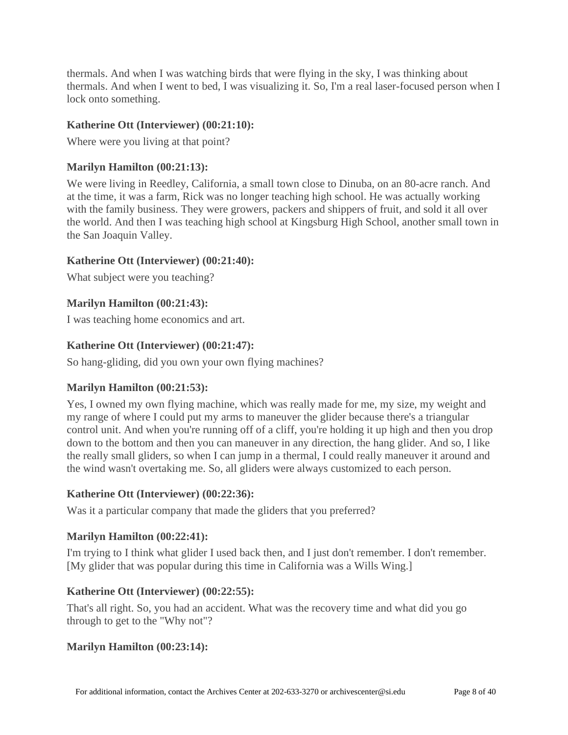thermals. And when I was watching birds that were flying in the sky, I was thinking about thermals. And when I went to bed, I was visualizing it. So, I'm a real laser-focused person when I lock onto something.

**Katherine Ott (Interviewer) (00:21:10):**

Where were you living at that point?

**Marilyn Hamilton (00:21:13):**

We were living in Reedley, California, a small town close to Dinuba, on an 80-acre ranch. And at the time, it was a farm, Rick was no longer teaching high school. He was actually working with the family business. They were growers, packers and shippers of fruit, and sold it all over the world. And then I was teaching high school at Kingsburg High School, another small town in the San Joaquin Valley.

**Katherine Ott (Interviewer) (00:21:40):**

What subject were you teaching?

**Marilyn Hamilton (00:21:43):**

I was teaching home economics and art.

**Katherine Ott (Interviewer) (00:21:47):**

So hang-gliding, did you own your own flying machines?

**Marilyn Hamilton (00:21:53):**

Yes, I owned my own flying machine, which was really made for me, my size, my weight and my range of where I could put my arms to maneuver the glider because there's a triangular control unit. And when you're running off of a cliff, you're holding it up high and then you drop down to the bottom and then you can maneuver in any direction, the hang glider. And so, I like the really small gliders, so when I can jump in a thermal, I could really maneuver it around and the wind wasn't overtaking me. So, all gliders were always customized to each person.

**Katherine Ott (Interviewer) (00:22:36):**

Was it a particular company that made the gliders that you preferred?

**Marilyn Hamilton (00:22:41):**

I'm trying to I think what glider I used back then, and I just don't remember. I don't remember. [My glider that was popular during this time in California was a Wills Wing.]

**Katherine Ott (Interviewer) (00:22:55):**

That's all right. So, you had an accident. What was the recovery time and what did you go through to get to the "Why not"?

**Marilyn Hamilton (00:23:14):**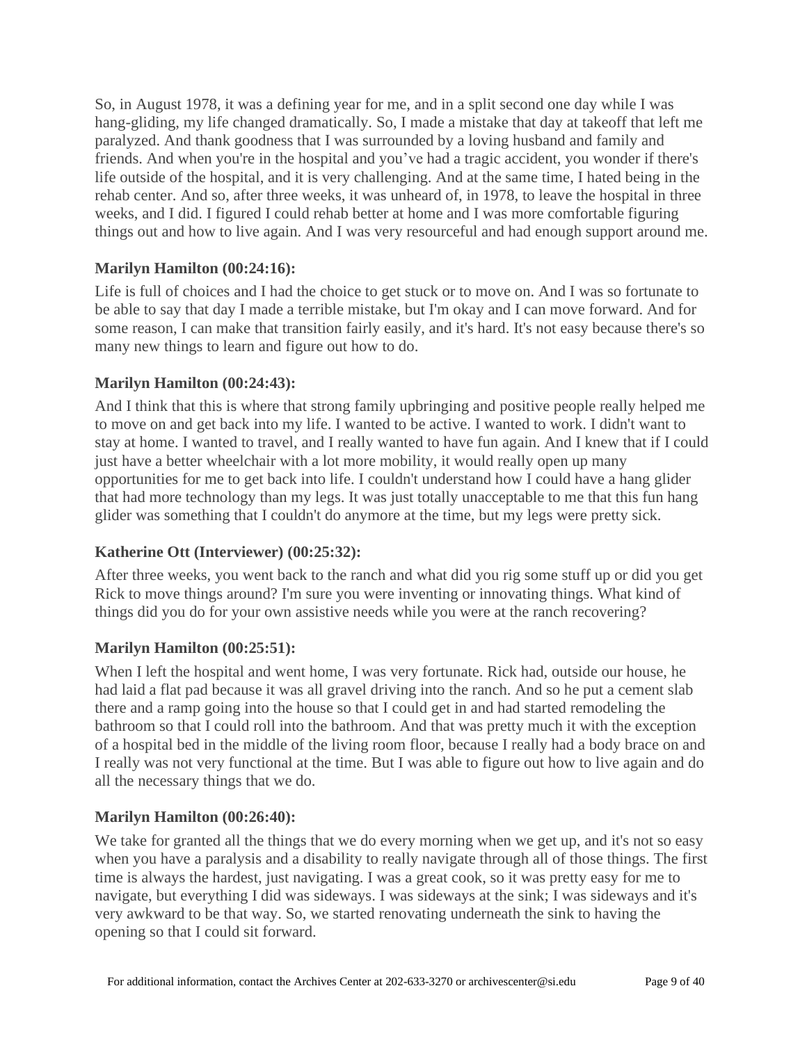So, in August 1978, it was a defining year for me, and in a split second one day while I was hang-gliding, my life changed dramatically. So, I made a mistake that day at takeoff that left me paralyzed. And thank goodness that I was surrounded by a loving husband and family and friends. And when you're in the hospital and you've had a tragic accident, you wonder if there's life outside of the hospital, and it is very challenging. And at the same time, I hated being in the rehab center. And so, after three weeks, it was unheard of, in 1978, to leave the hospital in three weeks, and I did. I figured I could rehab better at home and I was more comfortable figuring things out and how to live again. And I was very resourceful and had enough support around me.

**Marilyn Hamilton (00:24:16):**

Life is full of choices and I had the choice to get stuck or to move on. And I was so fortunate to be able to say that day I made a terrible mistake, but I'm okay and I can move forward. And for some reason, I can make that transition fairly easily, and it's hard. It's not easy because there's so many new things to learn and figure out how to do.

**Marilyn Hamilton (00:24:43):**

And I think that this is where that strong family upbringing and positive people really helped me to move on and get back into my life. I wanted to be active. I wanted to work. I didn't want to stay at home. I wanted to travel, and I really wanted to have fun again. And I knew that if I could just have a better wheelchair with a lot more mobility, it would really open up many opportunities for me to get back into life. I couldn't understand how I could have a hang glider that had more technology than my legs. It was just totally unacceptable to me that this fun hang glider was something that I couldn't do anymore at the time, but my legs were pretty sick.

**Katherine Ott (Interviewer) (00:25:32):**

After three weeks, you went back to the ranch and what did you rig some stuff up or did you get Rick to move things around? I'm sure you were inventing or innovating things. What kind of things did you do for your own assistive needs while you were at the ranch recovering?

**Marilyn Hamilton (00:25:51):**

When I left the hospital and went home, I was very fortunate. Rick had, outside our house, he had laid a flat pad because it was all gravel driving into the ranch. And so he put a cement slab there and a ramp going into the house so that I could get in and had started remodeling the bathroom so that I could roll into the bathroom. And that was pretty much it with the exception of a hospital bed in the middle of the living room floor, because I really had a body brace on and I really was not very functional at the time. But I was able to figure out how to live again and do all the necessary things that we do.

**Marilyn Hamilton (00:26:40):**

We take for granted all the things that we do every morning when we get up, and it's not so easy when you have a paralysis and a disability to really navigate through all of those things. The first time is always the hardest, just navigating. I was a great cook, so it was pretty easy for me to navigate, but everything I did was sideways. I was sideways at the sink; I was sideways and it's very awkward to be that way. So, we started renovating underneath the sink to having the opening so that I could sit forward.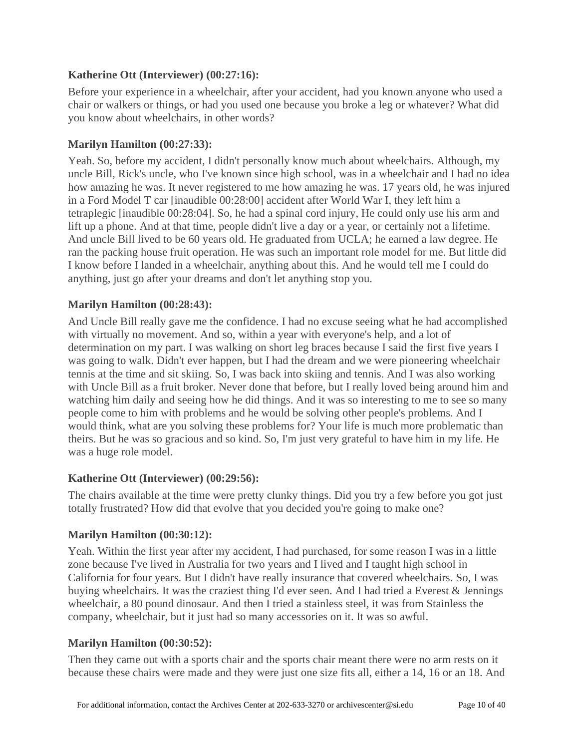**Katherine Ott (Interviewer) (00:27:16):**

Before your experience in a wheelchair, after your accident, had you known anyone who used a chair or walkers or things, or had you used one because you broke a leg or whatever? What did you know about wheelchairs, in other words?

**Marilyn Hamilton (00:27:33):**

Yeah. So, before my accident, I didn't personally know much about wheelchairs. Although, my uncle Bill, Rick's uncle, who I've known since high school, was in a wheelchair and I had no idea how amazing he was. It never registered to me how amazing he was. 17 years old, he was injured in a Ford Model T car [inaudible 00:28:00] accident after World War I, they left him a tetraplegic [inaudible 00:28:04]. So, he had a spinal cord injury, He could only use his arm and lift up a phone. And at that time, people didn't live a day or a year, or certainly not a lifetime. And uncle Bill lived to be 60 years old. He graduated from UCLA; he earned a law degree. He ran the packing house fruit operation. He was such an important role model for me. But little did I know before I landed in a wheelchair, anything about this. And he would tell me I could do anything, just go after your dreams and don't let anything stop you.

**Marilyn Hamilton (00:28:43):**

And Uncle Bill really gave me the confidence. I had no excuse seeing what he had accomplished with virtually no movement. And so, within a year with everyone's help, and a lot of determination on my part. I was walking on short leg braces because I said the first five years I was going to walk. Didn't ever happen, but I had the dream and we were pioneering wheelchair tennis at the time and sit skiing. So, I was back into skiing and tennis. And I was also working with Uncle Bill as a fruit broker. Never done that before, but I really loved being around him and watching him daily and seeing how he did things. And it was so interesting to me to see so many people come to him with problems and he would be solving other people's problems. And I would think, what are you solving these problems for? Your life is much more problematic than theirs. But he was so gracious and so kind. So, I'm just very grateful to have him in my life. He was a huge role model.

**Katherine Ott (Interviewer) (00:29:56):**

The chairs available at the time were pretty clunky things. Did you try a few before you got just totally frustrated? How did that evolve that you decided you're going to make one?

**Marilyn Hamilton (00:30:12):**

Yeah. Within the first year after my accident, I had purchased, for some reason I was in a little zone because I've lived in Australia for two years and I lived and I taught high school in California for four years. But I didn't have really insurance that covered wheelchairs. So, I was buying wheelchairs. It was the craziest thing I'd ever seen. And I had tried a Everest & Jennings wheelchair, a 80 pound dinosaur. And then I tried a stainless steel, it was from Stainless the company, wheelchair, but it just had so many accessories on it. It was so awful.

**Marilyn Hamilton (00:30:52):**

Then they came out with a sports chair and the sports chair meant there were no arm rests on it because these chairs were made and they were just one size fits all, either a 14, 16 or an 18. And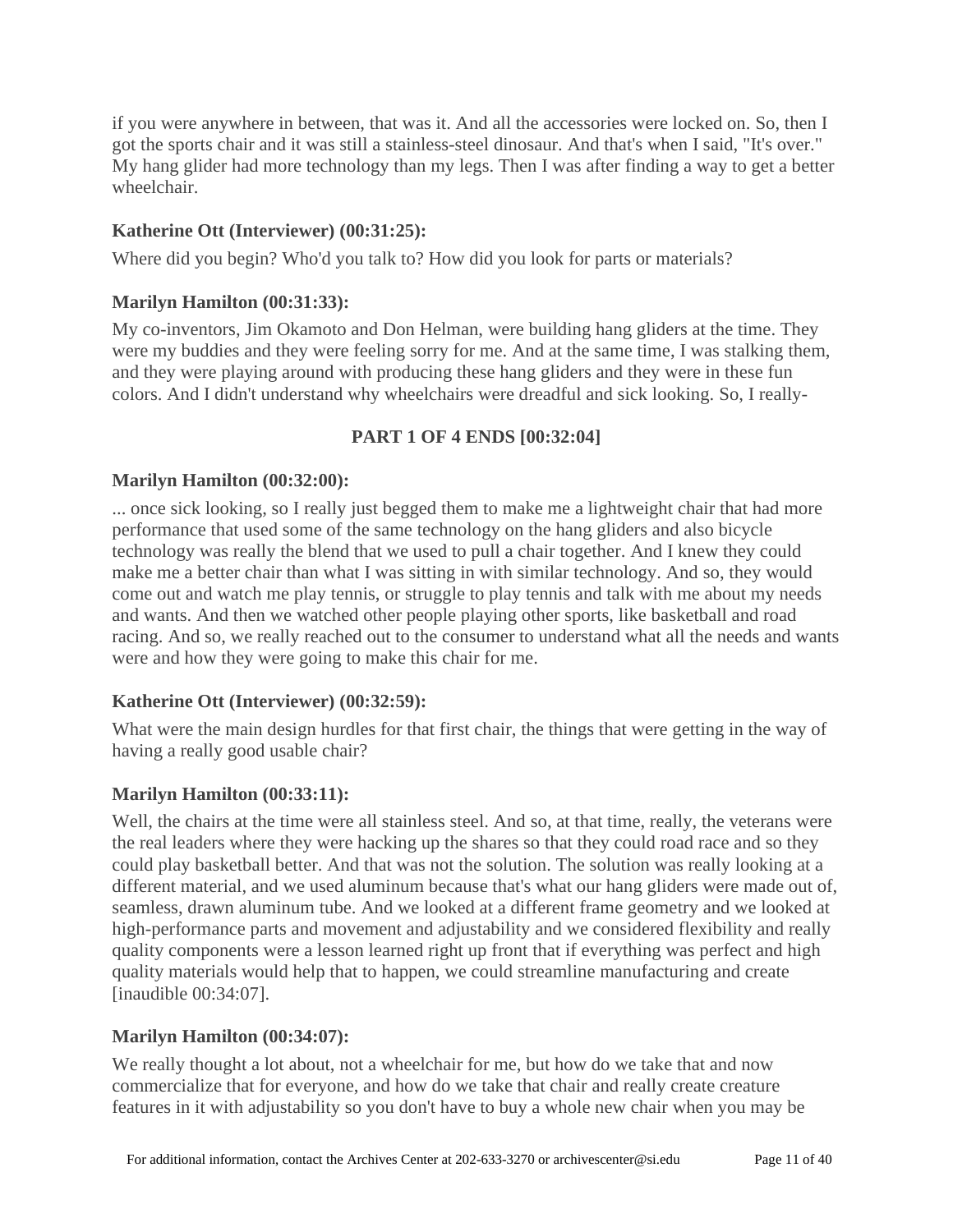if you were anywhere in between, that was it. And all the accessories were locked on. So, then I got the sports chair and it was still a stainless-steel dinosaur. And that's when I said, "It's over." My hang glider had more technology than my legs. Then I was after finding a way to get a better wheelchair.

**Katherine Ott (Interviewer) (00:31:25):**

Where did you begin? Who'd you talk to? How did you look for parts or materials?

**Marilyn Hamilton (00:31:33):**

My co-inventors, Jim Okamoto and Don Helman, were building hang gliders at the time. They were my buddies and they were feeling sorry for me. And at the same time, I was stalking them, and they were playing around with producing these hang gliders and they were in these fun colors. And I didn't understand why wheelchairs were dreadful and sick looking. So, I really-

**PART 1 OF 4 ENDS [00:32:04]**

**Marilyn Hamilton (00:32:00):**

... once sick looking, so I really just begged them to make me a lightweight chair that had more performance that used some of the same technology on the hang gliders and also bicycle technology was really the blend that we used to pull a chair together. And I knew they could make me a better chair than what I was sitting in with similar technology. And so, they would come out and watch me play tennis, or struggle to play tennis and talk with me about my needs and wants. And then we watched other people playing other sports, like basketball and road racing. And so, we really reached out to the consumer to understand what all the needs and wants were and how they were going to make this chair for me.

**Katherine Ott (Interviewer) (00:32:59):**

What were the main design hurdles for that first chair, the things that were getting in the way of having a really good usable chair?

**Marilyn Hamilton (00:33:11):**

Well, the chairs at the time were all stainless steel. And so, at that time, really, the veterans were the real leaders where they were hacking up the shares so that they could road race and so they could play basketball better. And that was not the solution. The solution was really looking at a different material, and we used aluminum because that's what our hang gliders were made out of, seamless, drawn aluminum tube. And we looked at a different frame geometry and we looked at high-performance parts and movement and adjustability and we considered flexibility and really quality components were a lesson learned right up front that if everything was perfect and high quality materials would help that to happen, we could streamline manufacturing and create [inaudible 00:34:07].

**Marilyn Hamilton (00:34:07):**

We really thought a lot about, not a wheelchair for me, but how do we take that and now commercialize that for everyone, and how do we take that chair and really create creature features in it with adjustability so you don't have to buy a whole new chair when you may be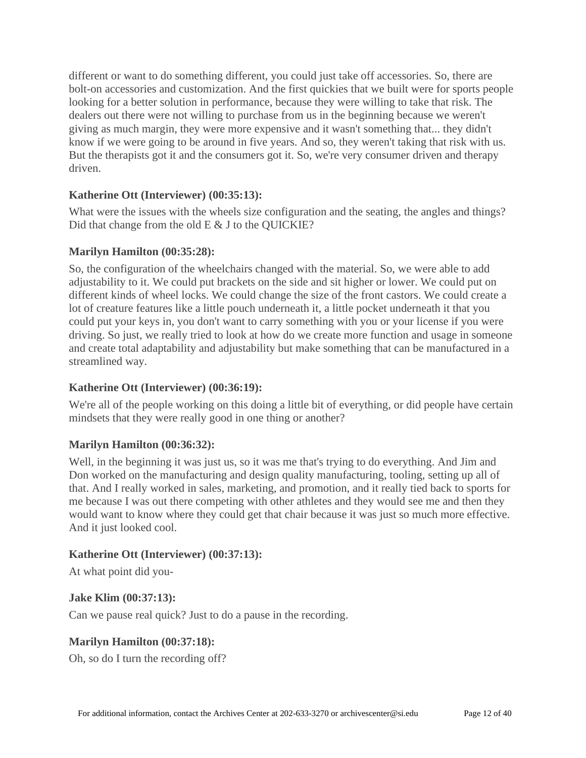different or want to do something different, you could just take off accessories. So, there are bolt-on accessories and customization. And the first quickies that we built were for sports people looking for a better solution in performance, because they were willing to take that risk. The dealers out there were not willing to purchase from us in the beginning because we weren't giving as much margin, they were more expensive and it wasn't something that... they didn't know if we were going to be around in five years. And so, they weren't taking that risk with us. But the therapists got it and the consumers got it. So, we're very consumer driven and therapy driven.

**Katherine Ott (Interviewer) (00:35:13):**

What were the issues with the wheels size configuration and the seating, the angles and things? Did that change from the old E & J to the QUICKIE?

**Marilyn Hamilton (00:35:28):**

So, the configuration of the wheelchairs changed with the material. So, we were able to add adjustability to it. We could put brackets on the side and sit higher or lower. We could put on different kinds of wheel locks. We could change the size of the front castors. We could create a lot of creature features like a little pouch underneath it, a little pocket underneath it that you could put your keys in, you don't want to carry something with you or your license if you were driving. So just, we really tried to look at how do we create more function and usage in someone and create total adaptability and adjustability but make something that can be manufactured in a streamlined way.

**Katherine Ott (Interviewer) (00:36:19):**

We're all of the people working on this doing a little bit of everything, or did people have certain mindsets that they were really good in one thing or another?

**Marilyn Hamilton (00:36:32):**

Well, in the beginning it was just us, so it was me that's trying to do everything. And Jim and Don worked on the manufacturing and design quality manufacturing, tooling, setting up all of that. And I really worked in sales, marketing, and promotion, and it really tied back to sports for me because I was out there competing with other athletes and they would see me and then they would want to know where they could get that chair because it was just so much more effective. And it just looked cool.

**Katherine Ott (Interviewer) (00:37:13):**

At what point did you-

**Jake Klim (00:37:13):**

Can we pause real quick? Just to do a pause in the recording.

**Marilyn Hamilton (00:37:18):**

Oh, so do I turn the recording off?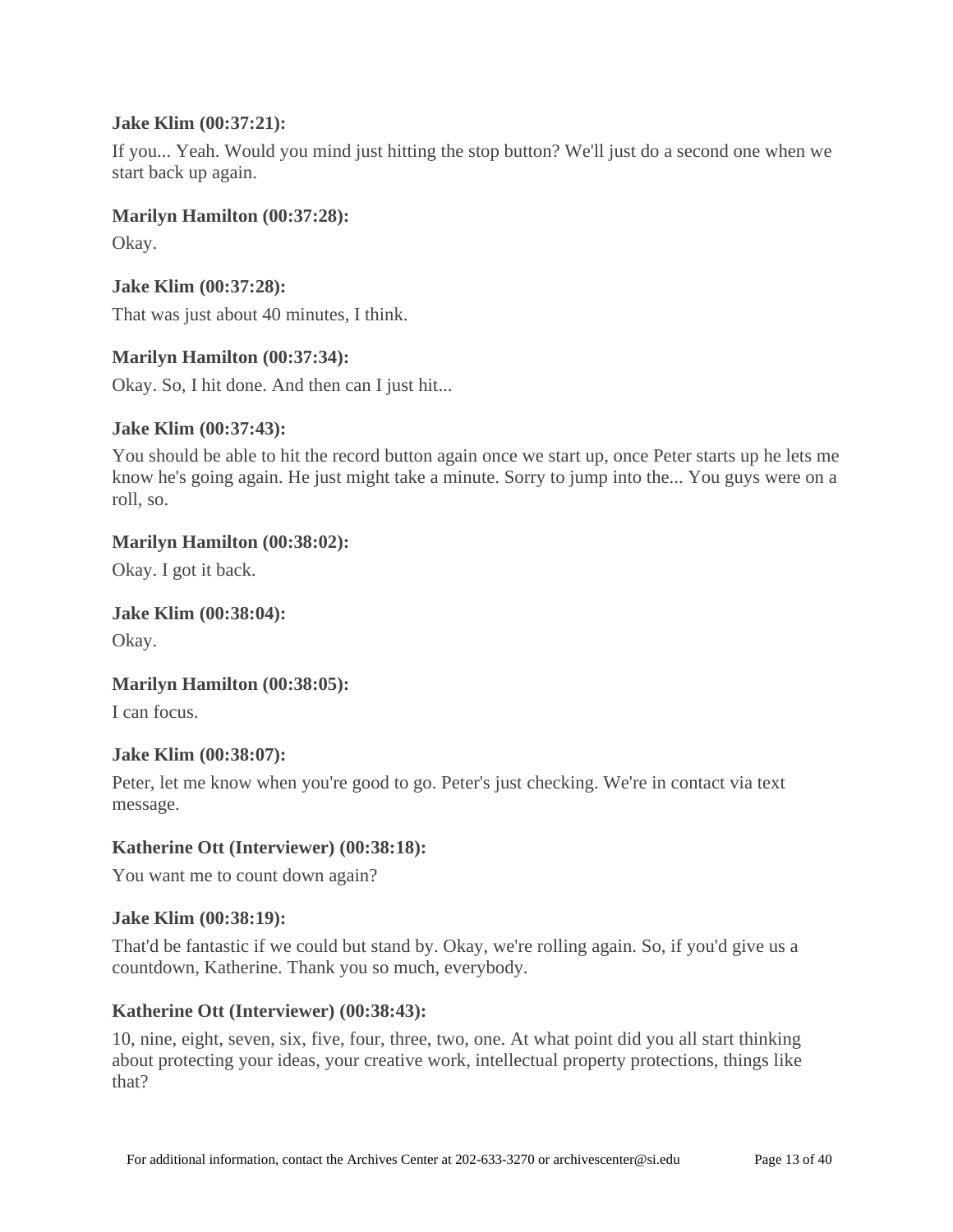**Jake Klim (00:37:21):**

If you... Yeah. Would you mind just hitting the stop button? We'll just do a second one when we start back up again.

**Marilyn Hamilton (00:37:28):**

Okay.

**Jake Klim (00:37:28):**

That was just about 40 minutes, I think.

**Marilyn Hamilton (00:37:34):**

Okay. So, I hit done. And then can I just hit...

**Jake Klim (00:37:43):**

You should be able to hit the record button again once we start up, once Peter starts up he lets me know he's going again. He just might take a minute. Sorry to jump into the... You guys were on a roll, so.

**Marilyn Hamilton (00:38:02):**

Okay. I got it back.

**Jake Klim (00:38:04):**

Okay.

**Marilyn Hamilton (00:38:05):**

I can focus.

**Jake Klim (00:38:07):**

Peter, let me know when you're good to go. Peter's just checking. We're in contact via text message.

**Katherine Ott (Interviewer) (00:38:18):**

You want me to count down again?

**Jake Klim (00:38:19):**

That'd be fantastic if we could but stand by. Okay, we're rolling again. So, if you'd give us a countdown, Katherine. Thank you so much, everybody.

**Katherine Ott (Interviewer) (00:38:43):**

10, nine, eight, seven, six, five, four, three, two, one. At what point did you all start thinking about protecting your ideas, your creative work, intellectual property protections, things like that?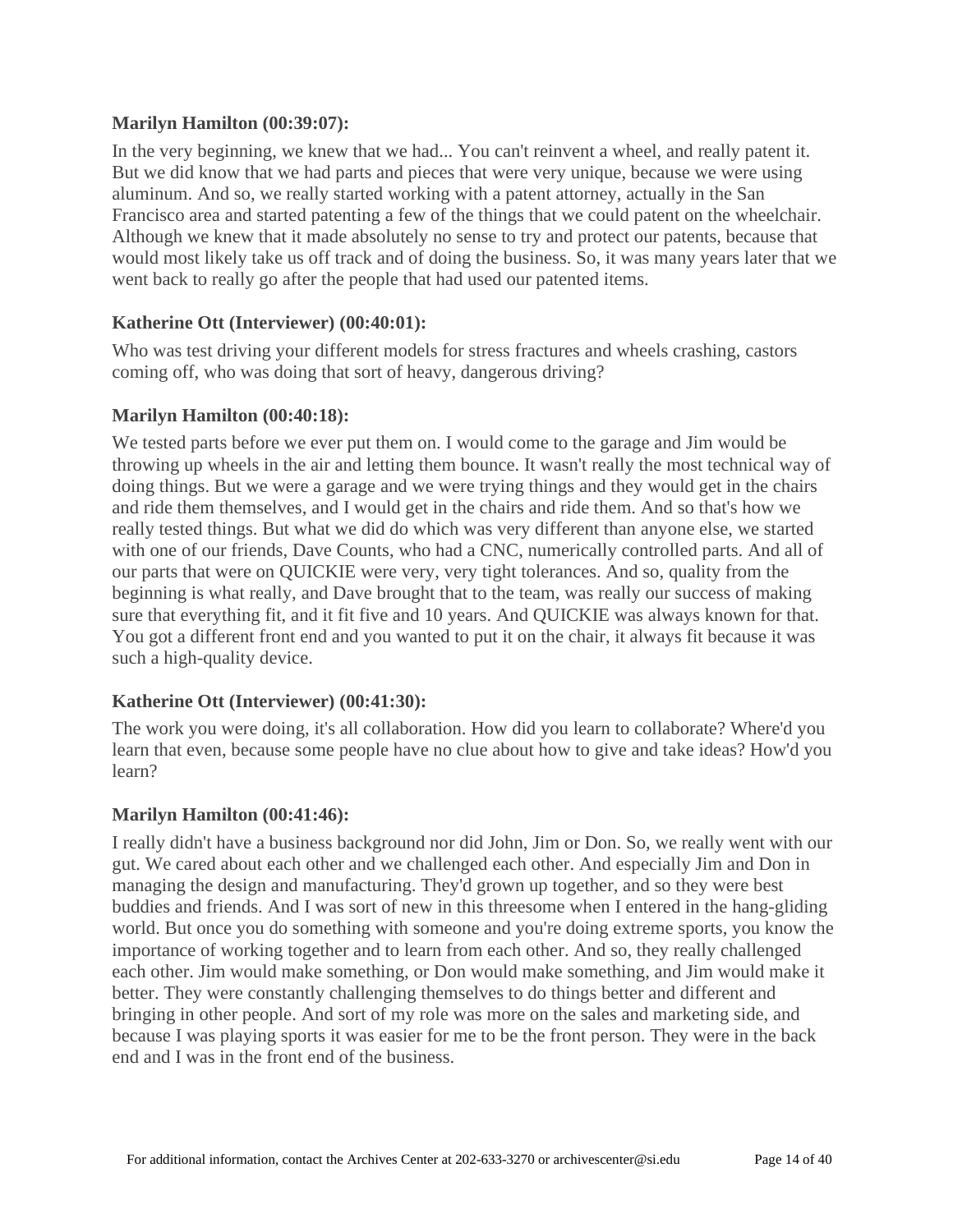**Marilyn Hamilton (00:39:07):**

In the very beginning, we knew that we had... You can't reinvent a wheel, and really patent it. But we did know that we had parts and pieces that were very unique, because we were using aluminum. And so, we really started working with a patent attorney, actually in the San Francisco area and started patenting a few of the things that we could patent on the wheelchair. Although we knew that it made absolutely no sense to try and protect our patents, because that would most likely take us off track and of doing the business. So, it was many years later that we went back to really go after the people that had used our patented items.

**Katherine Ott (Interviewer) (00:40:01):**

Who was test driving your different models for stress fractures and wheels crashing, castors coming off, who was doing that sort of heavy, dangerous driving?

**Marilyn Hamilton (00:40:18):**

We tested parts before we ever put them on. I would come to the garage and Jim would be throwing up wheels in the air and letting them bounce. It wasn't really the most technical way of doing things. But we were a garage and we were trying things and they would get in the chairs and ride them themselves, and I would get in the chairs and ride them. And so that's how we really tested things. But what we did do which was very different than anyone else, we started with one of our friends, Dave Counts, who had a CNC, numerically controlled parts. And all of our parts that were on QUICKIE were very, very tight tolerances. And so, quality from the beginning is what really, and Dave brought that to the team, was really our success of making sure that everything fit, and it fit five and 10 years. And QUICKIE was always known for that. You got a different front end and you wanted to put it on the chair, it always fit because it was such a high-quality device.

**Katherine Ott (Interviewer) (00:41:30):**

The work you were doing, it's all collaboration. How did you learn to collaborate? Where'd you learn that even, because some people have no clue about how to give and take ideas? How'd you learn?

**Marilyn Hamilton (00:41:46):**

I really didn't have a business background nor did John, Jim or Don. So, we really went with our gut. We cared about each other and we challenged each other. And especially Jim and Don in managing the design and manufacturing. They'd grown up together, and so they were best buddies and friends. And I was sort of new in this threesome when I entered in the hang-gliding world. But once you do something with someone and you're doing extreme sports, you know the importance of working together and to learn from each other. And so, they really challenged each other. Jim would make something, or Don would make something, and Jim would make it better. They were constantly challenging themselves to do things better and different and bringing in other people. And sort of my role was more on the sales and marketing side, and because I was playing sports it was easier for me to be the front person. They were in the back end and I was in the front end of the business.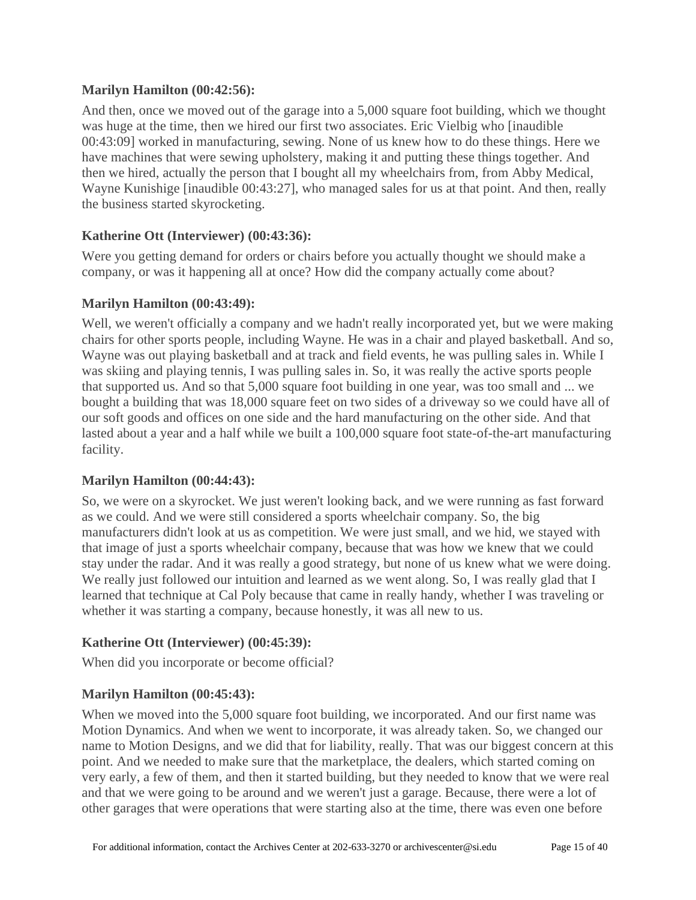**Marilyn Hamilton (00:42:56):**

And then, once we moved out of the garage into a 5,000 square foot building, which we thought was huge at the time, then we hired our first two associates. Eric Vielbig who [inaudible 00:43:09] worked in manufacturing, sewing. None of us knew how to do these things. Here we have machines that were sewing upholstery, making it and putting these things together. And then we hired, actually the person that I bought all my wheelchairs from, from Abby Medical, Wayne Kunishige [inaudible 00:43:27], who managed sales for us at that point. And then, really the business started skyrocketing.

**Katherine Ott (Interviewer) (00:43:36):**

Were you getting demand for orders or chairs before you actually thought we should make a company, or was it happening all at once? How did the company actually come about?

**Marilyn Hamilton (00:43:49):**

Well, we weren't officially a company and we hadn't really incorporated yet, but we were making chairs for other sports people, including Wayne. He was in a chair and played basketball. And so, Wayne was out playing basketball and at track and field events, he was pulling sales in. While I was skiing and playing tennis, I was pulling sales in. So, it was really the active sports people that supported us. And so that 5,000 square foot building in one year, was too small and ... we bought a building that was 18,000 square feet on two sides of a driveway so we could have all of our soft goods and offices on one side and the hard manufacturing on the other side. And that lasted about a year and a half while we built a 100,000 square foot state-of-the-art manufacturing facility.

**Marilyn Hamilton (00:44:43):**

So, we were on a skyrocket. We just weren't looking back, and we were running as fast forward as we could. And we were still considered a sports wheelchair company. So, the big manufacturers didn't look at us as competition. We were just small, and we hid, we stayed with that image of just a sports wheelchair company, because that was how we knew that we could stay under the radar. And it was really a good strategy, but none of us knew what we were doing. We really just followed our intuition and learned as we went along. So, I was really glad that I learned that technique at Cal Poly because that came in really handy, whether I was traveling or whether it was starting a company, because honestly, it was all new to us.

**Katherine Ott (Interviewer) (00:45:39):**

When did you incorporate or become official?

**Marilyn Hamilton (00:45:43):**

When we moved into the 5,000 square foot building, we incorporated. And our first name was Motion Dynamics. And when we went to incorporate, it was already taken. So, we changed our name to Motion Designs, and we did that for liability, really. That was our biggest concern at this point. And we needed to make sure that the marketplace, the dealers, which started coming on very early, a few of them, and then it started building, but they needed to know that we were real and that we were going to be around and we weren't just a garage. Because, there were a lot of other garages that were operations that were starting also at the time, there was even one before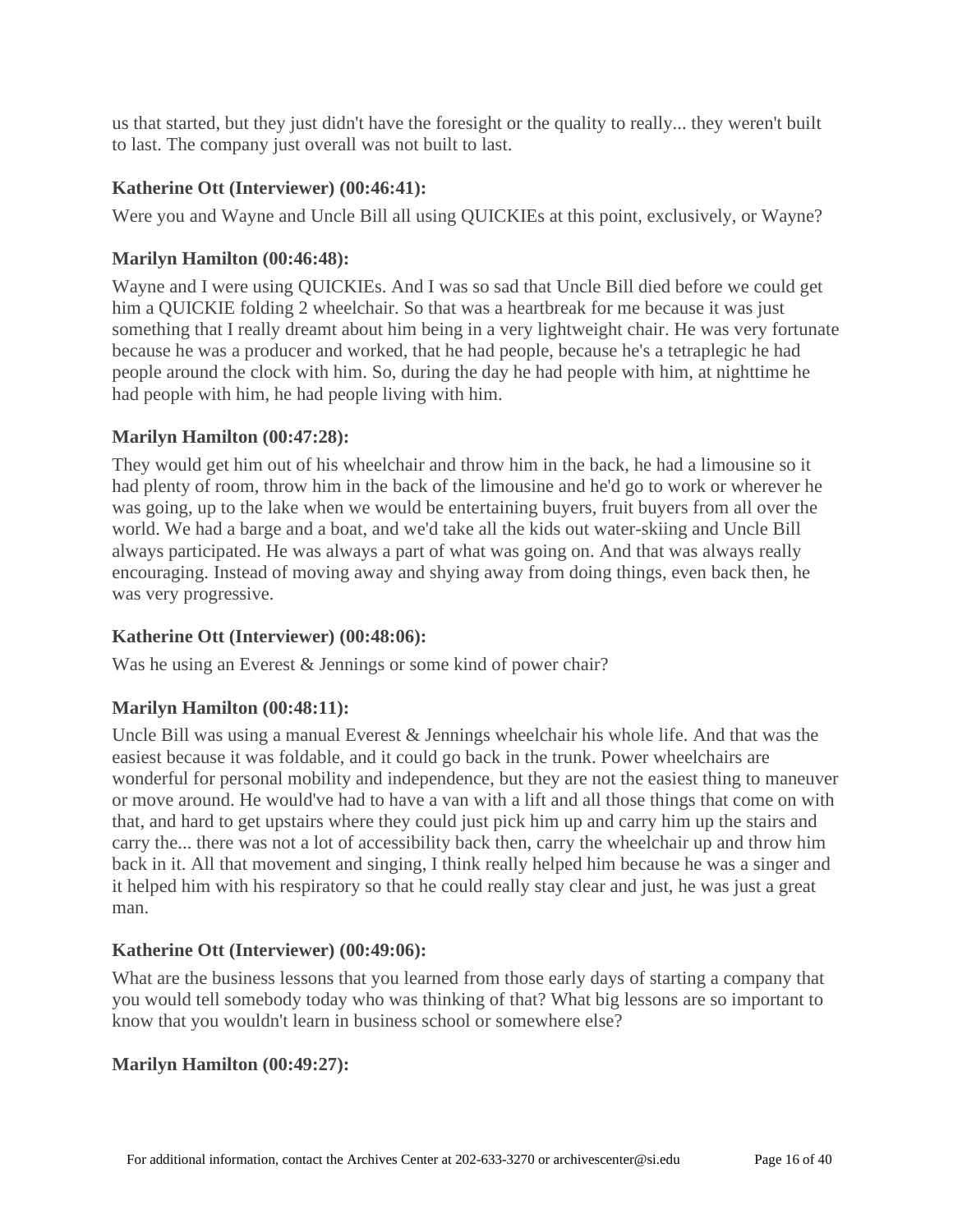us that started, but they just didn't have the foresight or the quality to really... they weren't built to last. The company just overall was not built to last.

**Katherine Ott (Interviewer) (00:46:41):**

Were you and Wayne and Uncle Bill all using QUICKIEs at this point, exclusively, or Wayne?

**Marilyn Hamilton (00:46:48):**

Wayne and I were using QUICKIEs. And I was so sad that Uncle Bill died before we could get him a QUICKIE folding 2 wheelchair. So that was a heartbreak for me because it was just something that I really dreamt about him being in a very lightweight chair. He was very fortunate because he was a producer and worked, that he had people, because he's a tetraplegic he had people around the clock with him. So, during the day he had people with him, at nighttime he had people with him, he had people living with him.

**Marilyn Hamilton (00:47:28):**

They would get him out of his wheelchair and throw him in the back, he had a limousine so it had plenty of room, throw him in the back of the limousine and he'd go to work or wherever he was going, up to the lake when we would be entertaining buyers, fruit buyers from all over the world. We had a barge and a boat, and we'd take all the kids out water-skiing and Uncle Bill always participated. He was always a part of what was going on. And that was always really encouraging. Instead of moving away and shying away from doing things, even back then, he was very progressive.

**Katherine Ott (Interviewer) (00:48:06):**

Was he using an Everest & Jennings or some kind of power chair?

**Marilyn Hamilton (00:48:11):**

Uncle Bill was using a manual Everest & Jennings wheelchair his whole life. And that was the easiest because it was foldable, and it could go back in the trunk. Power wheelchairs are wonderful for personal mobility and independence, but they are not the easiest thing to maneuver or move around. He would've had to have a van with a lift and all those things that come on with that, and hard to get upstairs where they could just pick him up and carry him up the stairs and carry the... there was not a lot of accessibility back then, carry the wheelchair up and throw him back in it. All that movement and singing, I think really helped him because he was a singer and it helped him with his respiratory so that he could really stay clear and just, he was just a great man.

**Katherine Ott (Interviewer) (00:49:06):**

What are the business lessons that you learned from those early days of starting a company that you would tell somebody today who was thinking of that? What big lessons are so important to know that you wouldn't learn in business school or somewhere else?

**Marilyn Hamilton (00:49:27):**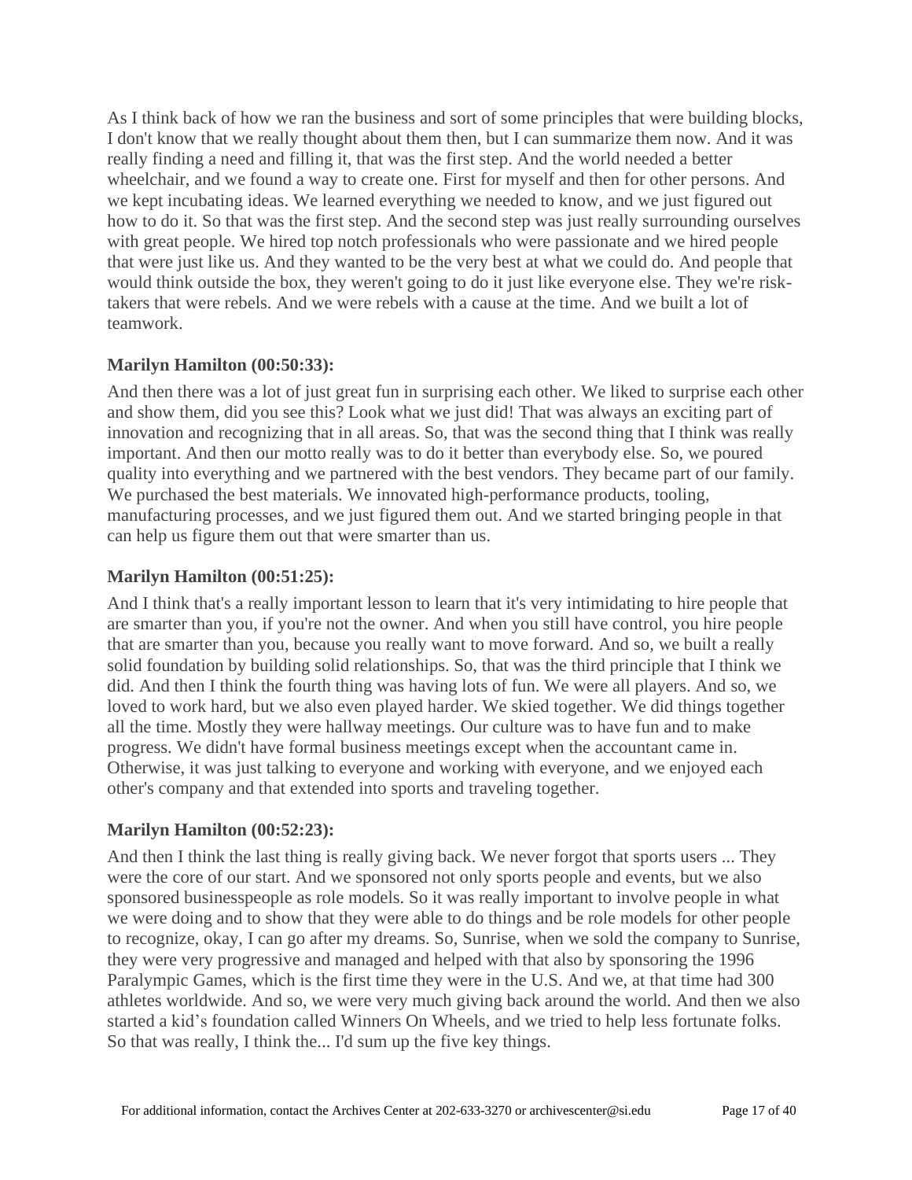As I think back of how we ran the business and sort of some principles that were building blocks, I don't know that we really thought about them then, but I can summarize them now. And it was really finding a need and filling it, that was the first step. And the world needed a better wheelchair, and we found a way to create one. First for myself and then for other persons. And we kept incubating ideas. We learned everything we needed to know, and we just figured out how to do it. So that was the first step. And the second step was just really surrounding ourselves with great people. We hired top notch professionals who were passionate and we hired people that were just like us. And they wanted to be the very best at what we could do. And people that would think outside the box, they weren't going to do it just like everyone else. They we're risk-takers that were rebels. And we were rebels with a cause at the time. And we built a lot of teamwork.

**Marilyn Hamilton (00:50:33):**

And then there was a lot of just great fun in surprising each other. We liked to surprise each other and show them, did you see this? Look what we just did! That was always an exciting part of innovation and recognizing that in all areas. So, that was the second thing that I think was really important. And then our motto really was to do it better than everybody else. So, we poured quality into everything and we partnered with the best vendors. They became part of our family. We purchased the best materials. We innovated high-performance products, tooling, manufacturing processes, and we just figured them out. And we started bringing people in that can help us figure them out that were smarter than us.

**Marilyn Hamilton (00:51:25):**

And I think that's a really important lesson to learn that it's very intimidating to hire people that are smarter than you, if you're not the owner. And when you still have control, you hire people that are smarter than you, because you really want to move forward. And so, we built a really solid foundation by building solid relationships. So, that was the third principle that I think we did. And then I think the fourth thing was having lots of fun. We were all players. And so, we loved to work hard, but we also even played harder. We skied together. We did things together all the time. Mostly they were hallway meetings. Our culture was to have fun and to make progress. We didn't have formal business meetings except when the accountant came in. Otherwise, it was just talking to everyone and working with everyone, and we enjoyed each other's company and that extended into sports and traveling together.

**Marilyn Hamilton (00:52:23):**

And then I think the last thing is really giving back. We never forgot that sports users ... They were the core of our start. And we sponsored not only sports people and events, but we also sponsored businesspeople as role models. So it was really important to involve people in what we were doing and to show that they were able to do things and be role models for other people to recognize, okay, I can go after my dreams. So, Sunrise, when we sold the company to Sunrise, they were very progressive and managed and helped with that also by sponsoring the 1996 Paralympic Games, which is the first time they were in the U.S. And we, at that time had 300 athletes worldwide. And so, we were very much giving back around the world. And then we also started a kid’s foundation called Winners On Wheels, and we tried to help less fortunate folks. So that was really, I think the... I'd sum up the five key things.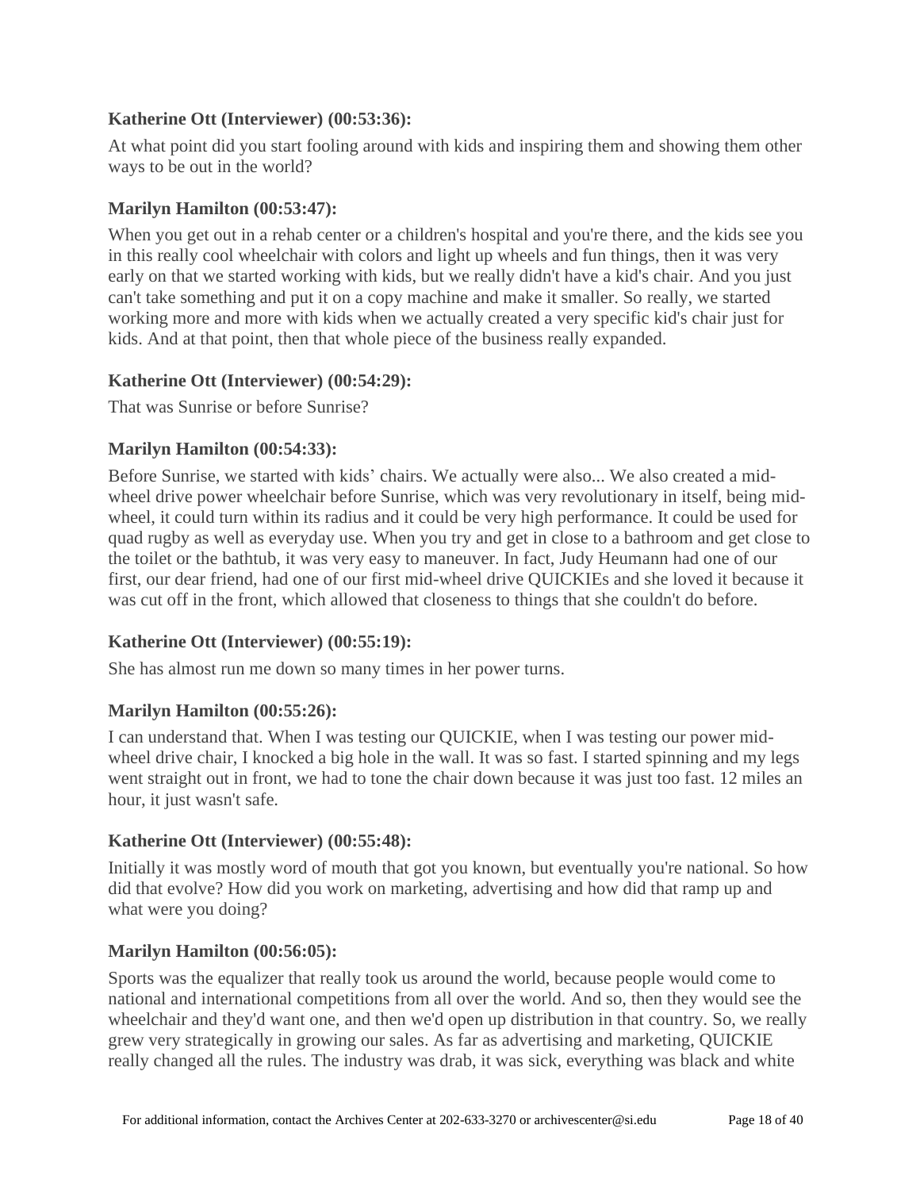**Katherine Ott (Interviewer) (00:53:36):**

At what point did you start fooling around with kids and inspiring them and showing them other ways to be out in the world?

**Marilyn Hamilton (00:53:47):**

When you get out in a rehab center or a children's hospital and you're there, and the kids see you in this really cool wheelchair with colors and light up wheels and fun things, then it was very early on that we started working with kids, but we really didn't have a kid's chair. And you just can't take something and put it on a copy machine and make it smaller. So really, we started working more and more with kids when we actually created a very specific kid's chair just for kids. And at that point, then that whole piece of the business really expanded.

**Katherine Ott (Interviewer) (00:54:29):**

That was Sunrise or before Sunrise?

**Marilyn Hamilton (00:54:33):**

Before Sunrise, we started with kids' chairs. We actually were also... We also created a mid-wheel drive power wheelchair before Sunrise, which was very revolutionary in itself, being mid-wheel, it could turn within its radius and it could be very high performance. It could be used for quad rugby as well as everyday use. When you try and get in close to a bathroom and get close to the toilet or the bathtub, it was very easy to maneuver. In fact, Judy Heumann had one of our first, our dear friend, had one of our first mid-wheel drive QUICKIEs and she loved it because it was cut off in the front, which allowed that closeness to things that she couldn't do before.

**Katherine Ott (Interviewer) (00:55:19):**

She has almost run me down so many times in her power turns.

**Marilyn Hamilton (00:55:26):**

I can understand that. When I was testing our QUICKIE, when I was testing our power mid-wheel drive chair, I knocked a big hole in the wall. It was so fast. I started spinning and my legs went straight out in front, we had to tone the chair down because it was just too fast. 12 miles an hour, it just wasn't safe.

**Katherine Ott (Interviewer) (00:55:48):**

Initially it was mostly word of mouth that got you known, but eventually you're national. So how did that evolve? How did you work on marketing, advertising and how did that ramp up and what were you doing?

**Marilyn Hamilton (00:56:05):**

Sports was the equalizer that really took us around the world, because people would come to national and international competitions from all over the world. And so, then they would see the wheelchair and they'd want one, and then we'd open up distribution in that country. So, we really grew very strategically in growing our sales. As far as advertising and marketing, QUICKIE really changed all the rules. The industry was drab, it was sick, everything was black and white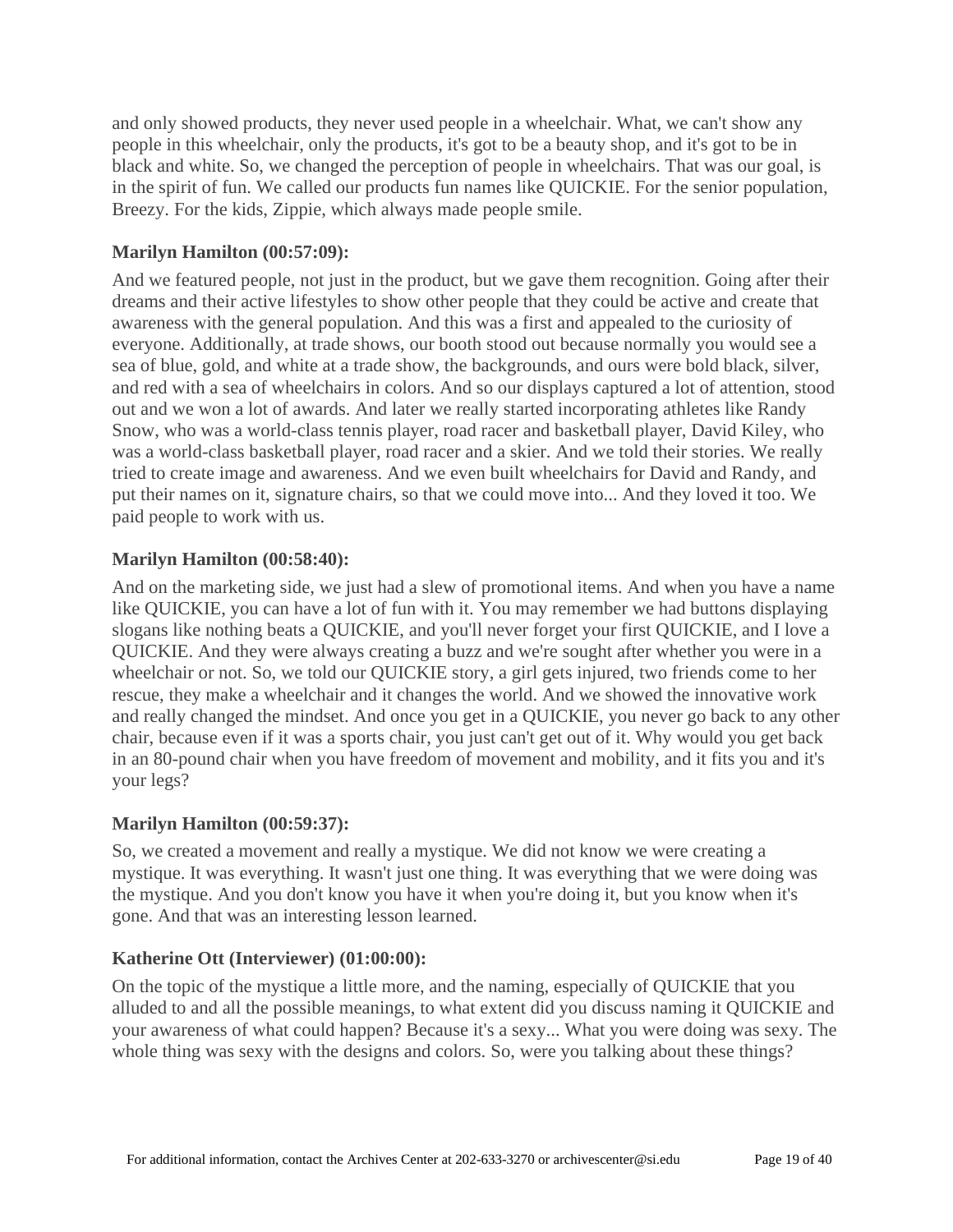and only showed products, they never used people in a wheelchair. What, we can't show any people in this wheelchair, only the products, it's got to be a beauty shop, and it's got to be in black and white. So, we changed the perception of people in wheelchairs. That was our goal, is in the spirit of fun. We called our products fun names like QUICKIE. For the senior population, Breezy. For the kids, Zippie, which always made people smile.

**Marilyn Hamilton (00:57:09):**

And we featured people, not just in the product, but we gave them recognition. Going after their dreams and their active lifestyles to show other people that they could be active and create that awareness with the general population. And this was a first and appealed to the curiosity of everyone. Additionally, at trade shows, our booth stood out because normally you would see a sea of blue, gold, and white at a trade show, the backgrounds, and ours were bold black, silver, and red with a sea of wheelchairs in colors. And so our displays captured a lot of attention, stood out and we won a lot of awards. And later we really started incorporating athletes like Randy Snow, who was a world-class tennis player, road racer and basketball player, David Kiley, who was a world-class basketball player, road racer and a skier. And we told their stories. We really tried to create image and awareness. And we even built wheelchairs for David and Randy, and put their names on it, signature chairs, so that we could move into... And they loved it too. We paid people to work with us.

**Marilyn Hamilton (00:58:40):**

And on the marketing side, we just had a slew of promotional items. And when you have a name like QUICKIE, you can have a lot of fun with it. You may remember we had buttons displaying slogans like nothing beats a QUICKIE, and you'll never forget your first QUICKIE, and I love a QUICKIE. And they were always creating a buzz and we're sought after whether you were in a wheelchair or not. So, we told our QUICKIE story, a girl gets injured, two friends come to her rescue, they make a wheelchair and it changes the world. And we showed the innovative work and really changed the mindset. And once you get in a QUICKIE, you never go back to any other chair, because even if it was a sports chair, you just can't get out of it. Why would you get back in an 80-pound chair when you have freedom of movement and mobility, and it fits you and it's your legs?

**Marilyn Hamilton (00:59:37):**

So, we created a movement and really a mystique. We did not know we were creating a mystique. It was everything. It wasn't just one thing. It was everything that we were doing was the mystique. And you don't know you have it when you're doing it, but you know when it's gone. And that was an interesting lesson learned.

**Katherine Ott (Interviewer) (01:00:00):**

On the topic of the mystique a little more, and the naming, especially of QUICKIE that you alluded to and all the possible meanings, to what extent did you discuss naming it QUICKIE and your awareness of what could happen? Because it's a sexy... What you were doing was sexy. The whole thing was sexy with the designs and colors. So, were you talking about these things?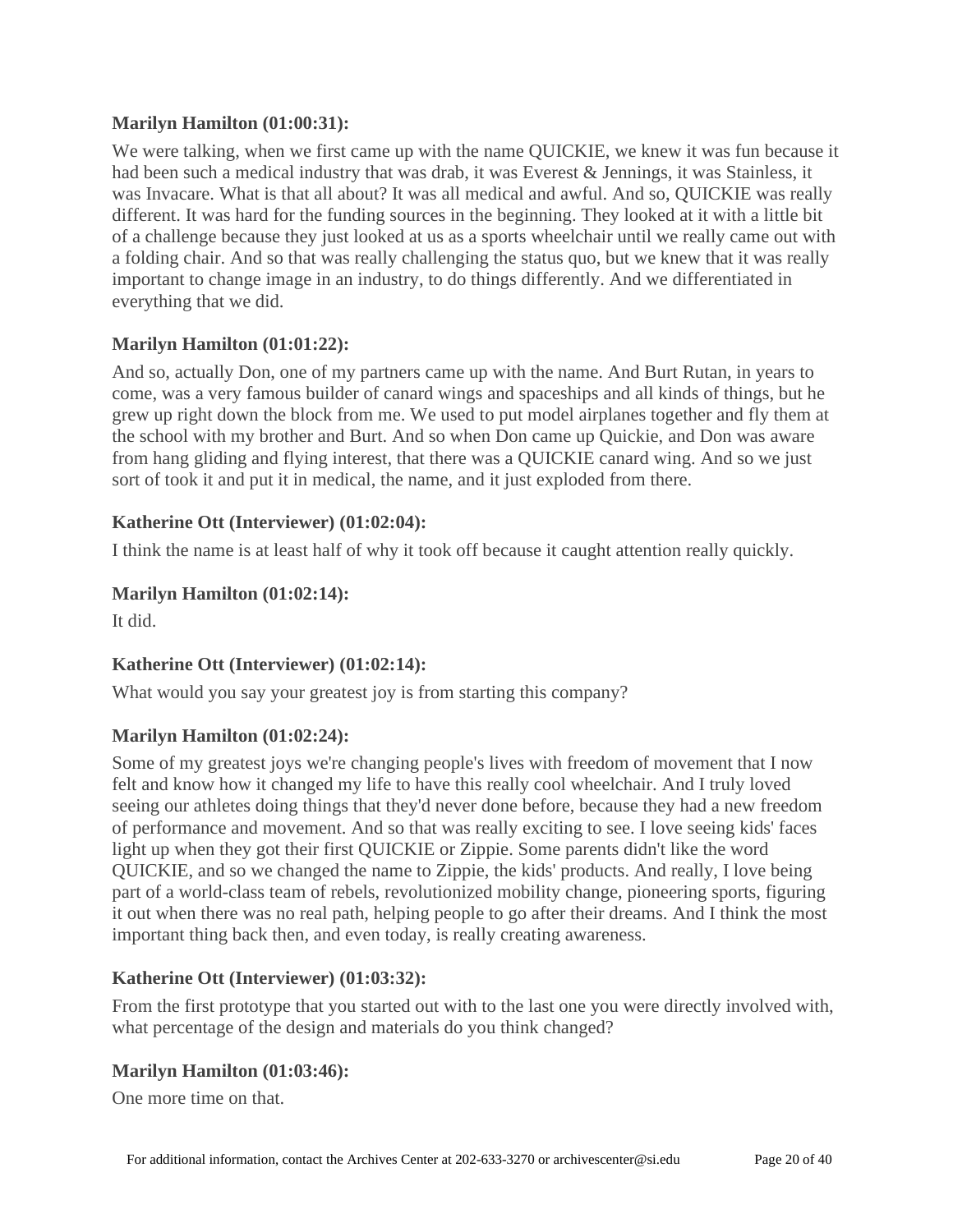**Marilyn Hamilton (01:00:31):**

We were talking, when we first came up with the name QUICKIE, we knew it was fun because it had been such a medical industry that was drab, it was Everest & Jennings, it was Stainless, it was Invacare. What is that all about? It was all medical and awful. And so, QUICKIE was really different. It was hard for the funding sources in the beginning. They looked at it with a little bit of a challenge because they just looked at us as a sports wheelchair until we really came out with a folding chair. And so that was really challenging the status quo, but we knew that it was really important to change image in an industry, to do things differently. And we differentiated in everything that we did.

**Marilyn Hamilton (01:01:22):**

And so, actually Don, one of my partners came up with the name. And Burt Rutan, in years to come, was a very famous builder of canard wings and spaceships and all kinds of things, but he grew up right down the block from me. We used to put model airplanes together and fly them at the school with my brother and Burt. And so when Don came up Quickie, and Don was aware from hang gliding and flying interest, that there was a QUICKIE canard wing. And so we just sort of took it and put it in medical, the name, and it just exploded from there.

**Katherine Ott (Interviewer) (01:02:04):**

I think the name is at least half of why it took off because it caught attention really quickly.

**Marilyn Hamilton (01:02:14):**

It did.

**Katherine Ott (Interviewer) (01:02:14):**

What would you say your greatest joy is from starting this company?

**Marilyn Hamilton (01:02:24):**

Some of my greatest joys we're changing people's lives with freedom of movement that I now felt and know how it changed my life to have this really cool wheelchair. And I truly loved seeing our athletes doing things that they'd never done before, because they had a new freedom of performance and movement. And so that was really exciting to see. I love seeing kids' faces light up when they got their first QUICKIE or Zippie. Some parents didn't like the word QUICKIE, and so we changed the name to Zippie, the kids' products. And really, I love being part of a world-class team of rebels, revolutionized mobility change, pioneering sports, figuring it out when there was no real path, helping people to go after their dreams. And I think the most important thing back then, and even today, is really creating awareness.

**Katherine Ott (Interviewer) (01:03:32):**

From the first prototype that you started out with to the last one you were directly involved with, what percentage of the design and materials do you think changed?

**Marilyn Hamilton (01:03:46):**

One more time on that.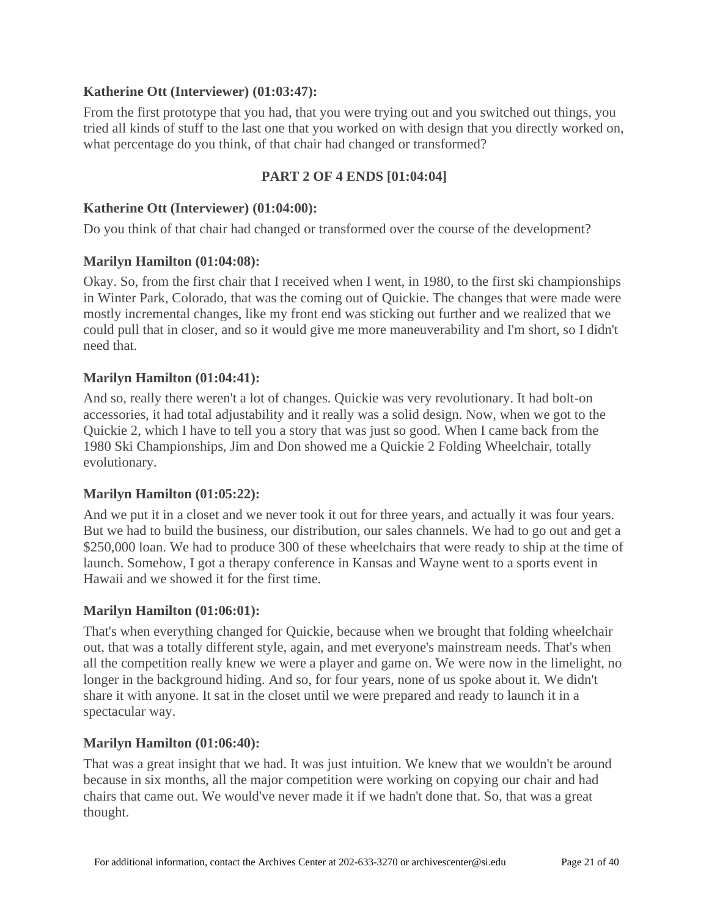**Katherine Ott (Interviewer) (01:03:47):**

From the first prototype that you had, that you were trying out and you switched out things, you tried all kinds of stuff to the last one that you worked on with design that you directly worked on, what percentage do you think, of that chair had changed or transformed?

**PART 2 OF 4 ENDS [01:04:04]**

**Katherine Ott (Interviewer) (01:04:00):**

Do you think of that chair had changed or transformed over the course of the development?

**Marilyn Hamilton (01:04:08):**

Okay. So, from the first chair that I received when I went, in 1980, to the first ski championships in Winter Park, Colorado, that was the coming out of Quickie. The changes that were made were mostly incremental changes, like my front end was sticking out further and we realized that we could pull that in closer, and so it would give me more maneuverability and I'm short, so I didn't need that.

**Marilyn Hamilton (01:04:41):**

And so, really there weren't a lot of changes. Quickie was very revolutionary. It had bolt-on accessories, it had total adjustability and it really was a solid design. Now, when we got to the Quickie 2, which I have to tell you a story that was just so good. When I came back from the 1980 Ski Championships, Jim and Don showed me a Quickie 2 Folding Wheelchair, totally evolutionary.

**Marilyn Hamilton (01:05:22):**

And we put it in a closet and we never took it out for three years, and actually it was four years. But we had to build the business, our distribution, our sales channels. We had to go out and get a $250,000 loan. We had to produce 300 of these wheelchairs that were ready to ship at the time of launch. Somehow, I got a therapy conference in Kansas and Wayne went to a sports event in Hawaii and we showed it for the first time.

**Marilyn Hamilton (01:06:01):**

That's when everything changed for Quickie, because when we brought that folding wheelchair out, that was a totally different style, again, and met everyone's mainstream needs. That's when all the competition really knew we were a player and game on. We were now in the limelight, no longer in the background hiding. And so, for four years, none of us spoke about it. We didn't share it with anyone. It sat in the closet until we were prepared and ready to launch it in a spectacular way.

**Marilyn Hamilton (01:06:40):**

That was a great insight that we had. It was just intuition. We knew that we wouldn't be around because in six months, all the major competition were working on copying our chair and had chairs that came out. We would've never made it if we hadn't done that. So, that was a great thought.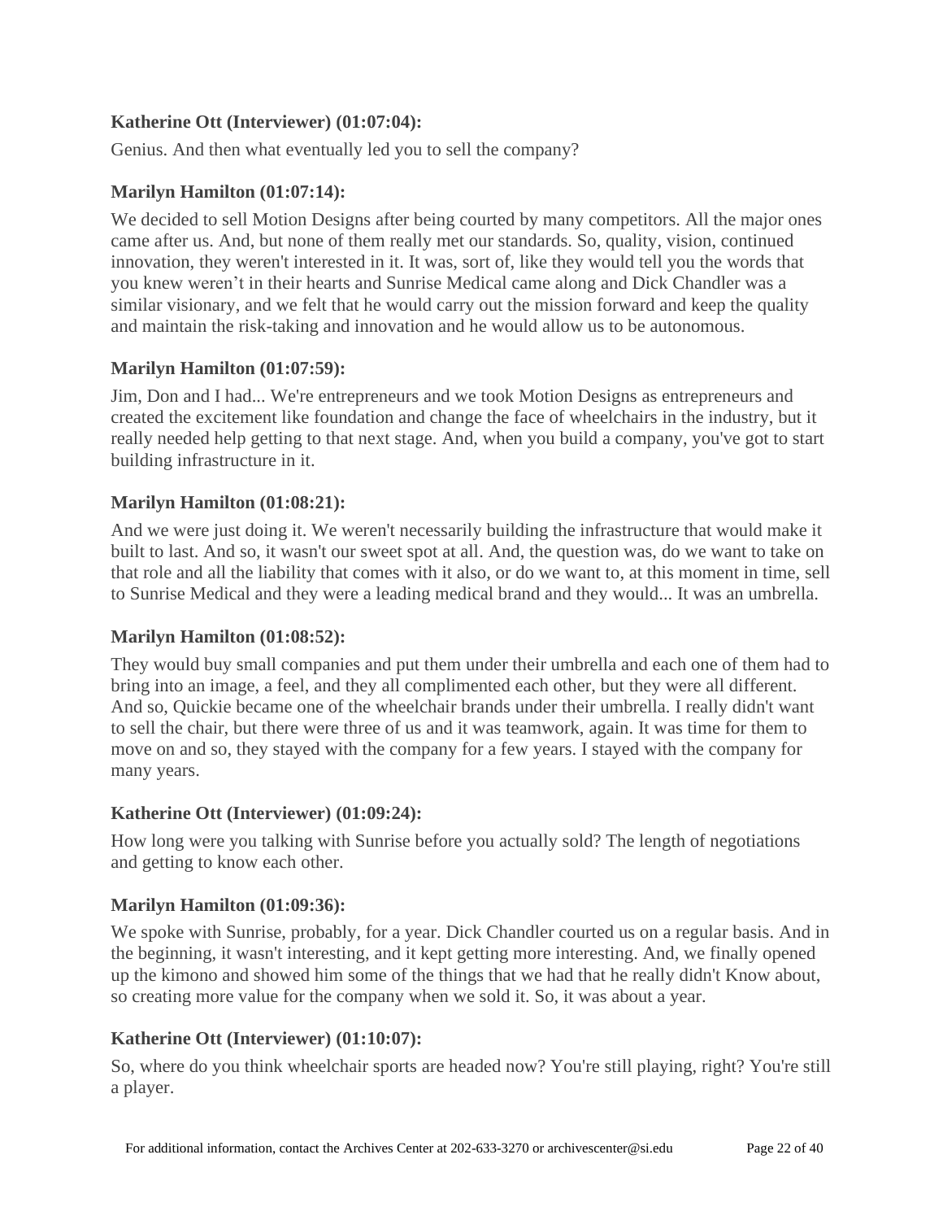**Katherine Ott (Interviewer) (01:07:04):**

Genius. And then what eventually led you to sell the company?

**Marilyn Hamilton (01:07:14):**

We decided to sell Motion Designs after being courted by many competitors. All the major ones came after us. And, but none of them really met our standards. So, quality, vision, continued innovation, they weren't interested in it. It was, sort of, like they would tell you the words that you knew weren't in their hearts and Sunrise Medical came along and Dick Chandler was a similar visionary, and we felt that he would carry out the mission forward and keep the quality and maintain the risk-taking and innovation and he would allow us to be autonomous.

**Marilyn Hamilton (01:07:59):**

Jim, Don and I had... We're entrepreneurs and we took Motion Designs as entrepreneurs and created the excitement like foundation and change the face of wheelchairs in the industry, but it really needed help getting to that next stage. And, when you build a company, you've got to start building infrastructure in it.

**Marilyn Hamilton (01:08:21):**

And we were just doing it. We weren't necessarily building the infrastructure that would make it built to last. And so, it wasn't our sweet spot at all. And, the question was, do we want to take on that role and all the liability that comes with it also, or do we want to, at this moment in time, sell to Sunrise Medical and they were a leading medical brand and they would... It was an umbrella.

**Marilyn Hamilton (01:08:52):**

They would buy small companies and put them under their umbrella and each one of them had to bring into an image, a feel, and they all complimented each other, but they were all different. And so, Quickie became one of the wheelchair brands under their umbrella. I really didn't want to sell the chair, but there were three of us and it was teamwork, again. It was time for them to move on and so, they stayed with the company for a few years. I stayed with the company for many years.

**Katherine Ott (Interviewer) (01:09:24):**

How long were you talking with Sunrise before you actually sold? The length of negotiations and getting to know each other.

**Marilyn Hamilton (01:09:36):**

We spoke with Sunrise, probably, for a year. Dick Chandler courted us on a regular basis. And in the beginning, it wasn't interesting, and it kept getting more interesting. And, we finally opened up the kimono and showed him some of the things that we had that he really didn't Know about, so creating more value for the company when we sold it. So, it was about a year.

**Katherine Ott (Interviewer) (01:10:07):**

So, where do you think wheelchair sports are headed now? You're still playing, right? You're still a player.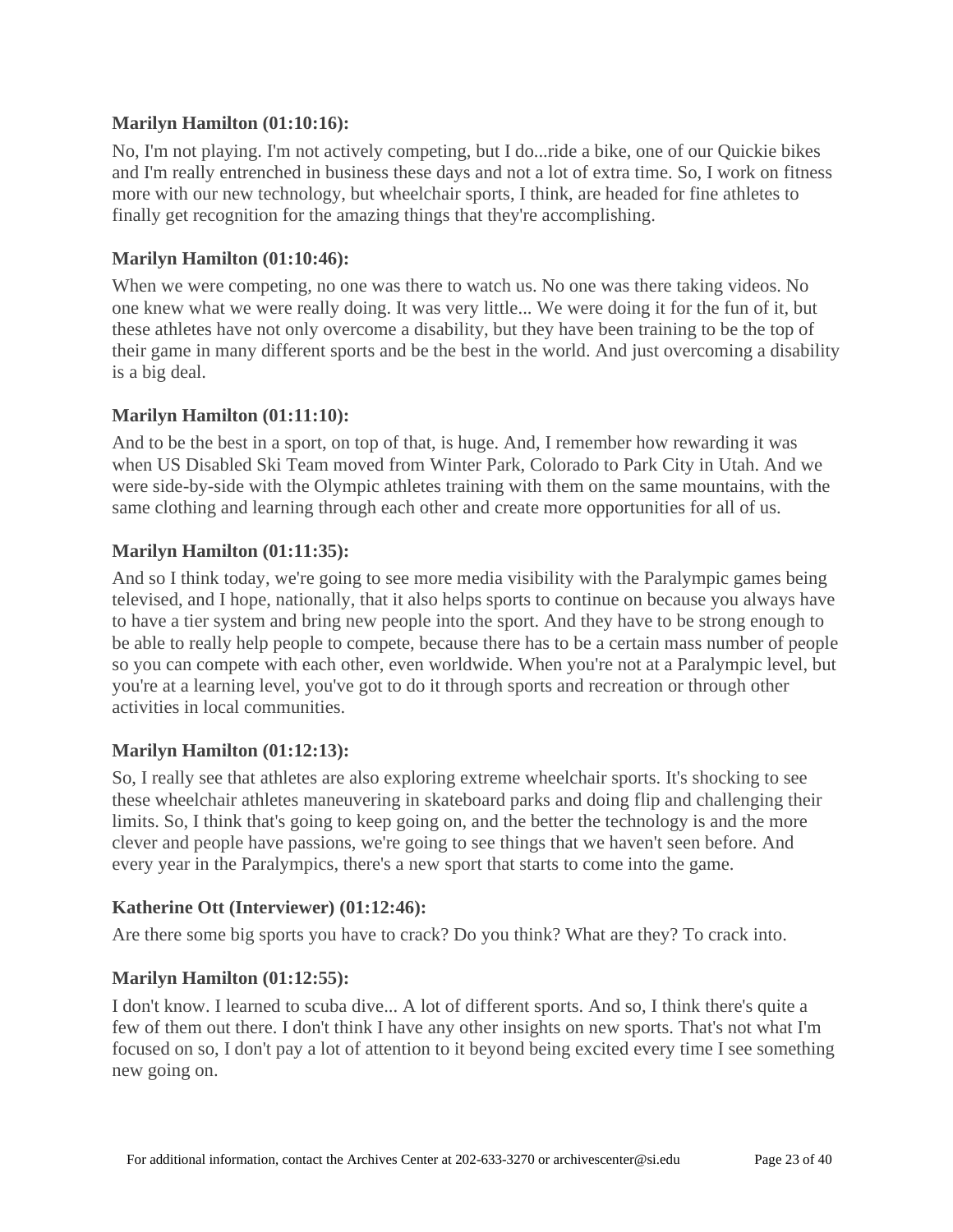**Marilyn Hamilton (01:10:16):**

No, I'm not playing. I'm not actively competing, but I do...ride a bike, one of our Quickie bikes and I'm really entrenched in business these days and not a lot of extra time. So, I work on fitness more with our new technology, but wheelchair sports, I think, are headed for fine athletes to finally get recognition for the amazing things that they're accomplishing.

**Marilyn Hamilton (01:10:46):**

When we were competing, no one was there to watch us. No one was there taking videos. No one knew what we were really doing. It was very little... We were doing it for the fun of it, but these athletes have not only overcome a disability, but they have been training to be the top of their game in many different sports and be the best in the world. And just overcoming a disability is a big deal.

**Marilyn Hamilton (01:11:10):**

And to be the best in a sport, on top of that, is huge. And, I remember how rewarding it was when US Disabled Ski Team moved from Winter Park, Colorado to Park City in Utah. And we were side-by-side with the Olympic athletes training with them on the same mountains, with the same clothing and learning through each other and create more opportunities for all of us.

**Marilyn Hamilton (01:11:35):**

And so I think today, we're going to see more media visibility with the Paralympic games being televised, and I hope, nationally, that it also helps sports to continue on because you always have to have a tier system and bring new people into the sport. And they have to be strong enough to be able to really help people to compete, because there has to be a certain mass number of people so you can compete with each other, even worldwide. When you're not at a Paralympic level, but you're at a learning level, you've got to do it through sports and recreation or through other activities in local communities.

**Marilyn Hamilton (01:12:13):**

So, I really see that athletes are also exploring extreme wheelchair sports. It's shocking to see these wheelchair athletes maneuvering in skateboard parks and doing flip and challenging their limits. So, I think that's going to keep going on, and the better the technology is and the more clever and people have passions, we're going to see things that we haven't seen before. And every year in the Paralympics, there's a new sport that starts to come into the game.

**Katherine Ott (Interviewer) (01:12:46):**

Are there some big sports you have to crack? Do you think? What are they? To crack into.

**Marilyn Hamilton (01:12:55):**

I don't know. I learned to scuba dive... A lot of different sports. And so, I think there's quite a few of them out there. I don't think I have any other insights on new sports. That's not what I'm focused on so, I don't pay a lot of attention to it beyond being excited every time I see something new going on.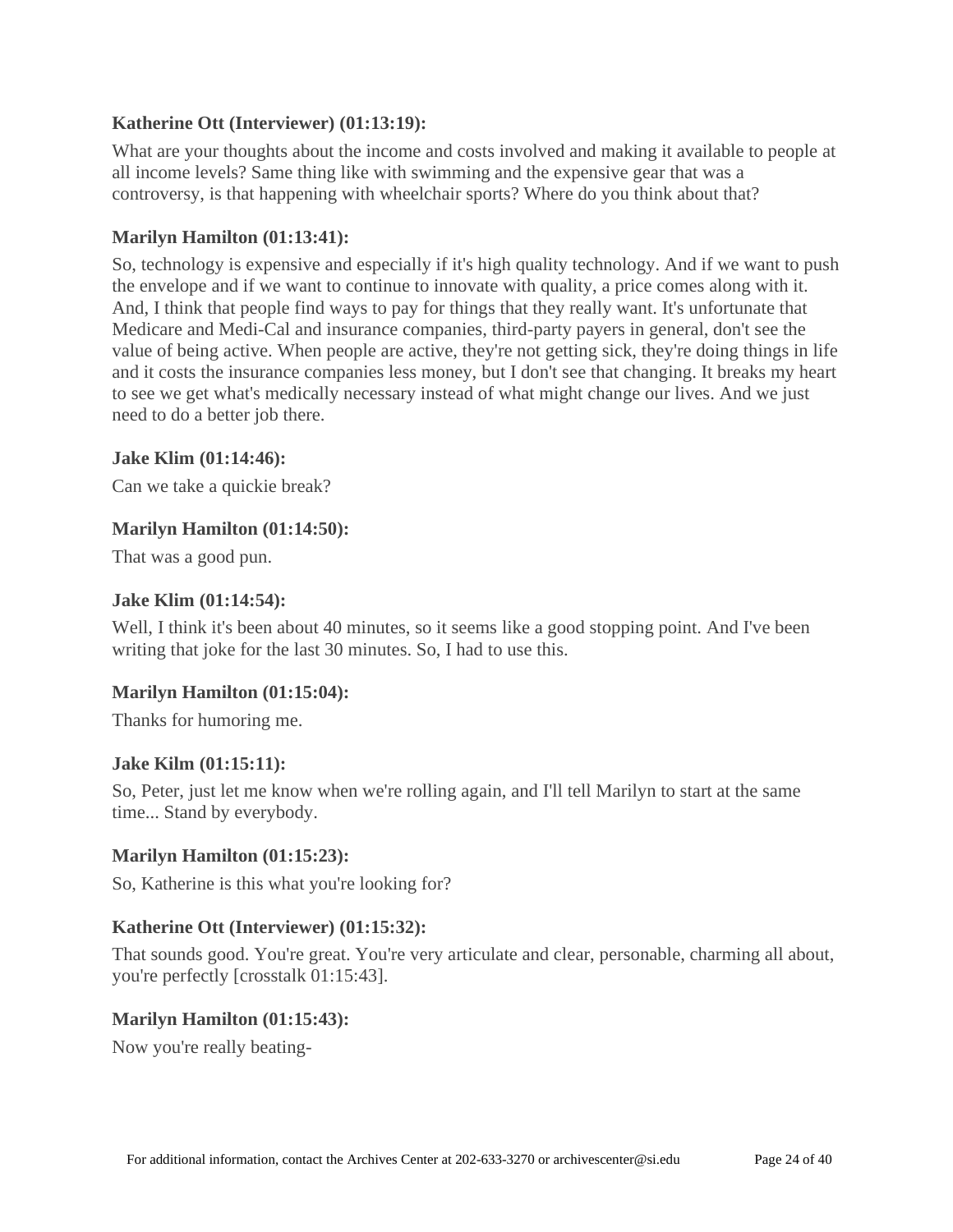**Katherine Ott (Interviewer) (01:13:19):**

What are your thoughts about the income and costs involved and making it available to people at all income levels? Same thing like with swimming and the expensive gear that was a controversy, is that happening with wheelchair sports? Where do you think about that?

**Marilyn Hamilton (01:13:41):**

So, technology is expensive and especially if it's high quality technology. And if we want to push the envelope and if we want to continue to innovate with quality, a price comes along with it. And, I think that people find ways to pay for things that they really want. It's unfortunate that Medicare and Medi-Cal and insurance companies, third-party payers in general, don't see the value of being active. When people are active, they're not getting sick, they're doing things in life and it costs the insurance companies less money, but I don't see that changing. It breaks my heart to see we get what's medically necessary instead of what might change our lives. And we just need to do a better job there.

**Jake Klim (01:14:46):**

Can we take a quickie break?

**Marilyn Hamilton (01:14:50):**

That was a good pun.

**Jake Klim (01:14:54):**

Well, I think it's been about 40 minutes, so it seems like a good stopping point. And I've been writing that joke for the last 30 minutes. So, I had to use this.

**Marilyn Hamilton (01:15:04):**

Thanks for humoring me.

**Jake Kilm (01:15:11):**

So, Peter, just let me know when we're rolling again, and I'll tell Marilyn to start at the same time... Stand by everybody.

**Marilyn Hamilton (01:15:23):**

So, Katherine is this what you're looking for?

**Katherine Ott (Interviewer) (01:15:32):**

That sounds good. You're great. You're very articulate and clear, personable, charming all about, you're perfectly [crosstalk 01:15:43].

**Marilyn Hamilton (01:15:43):**

Now you're really beating-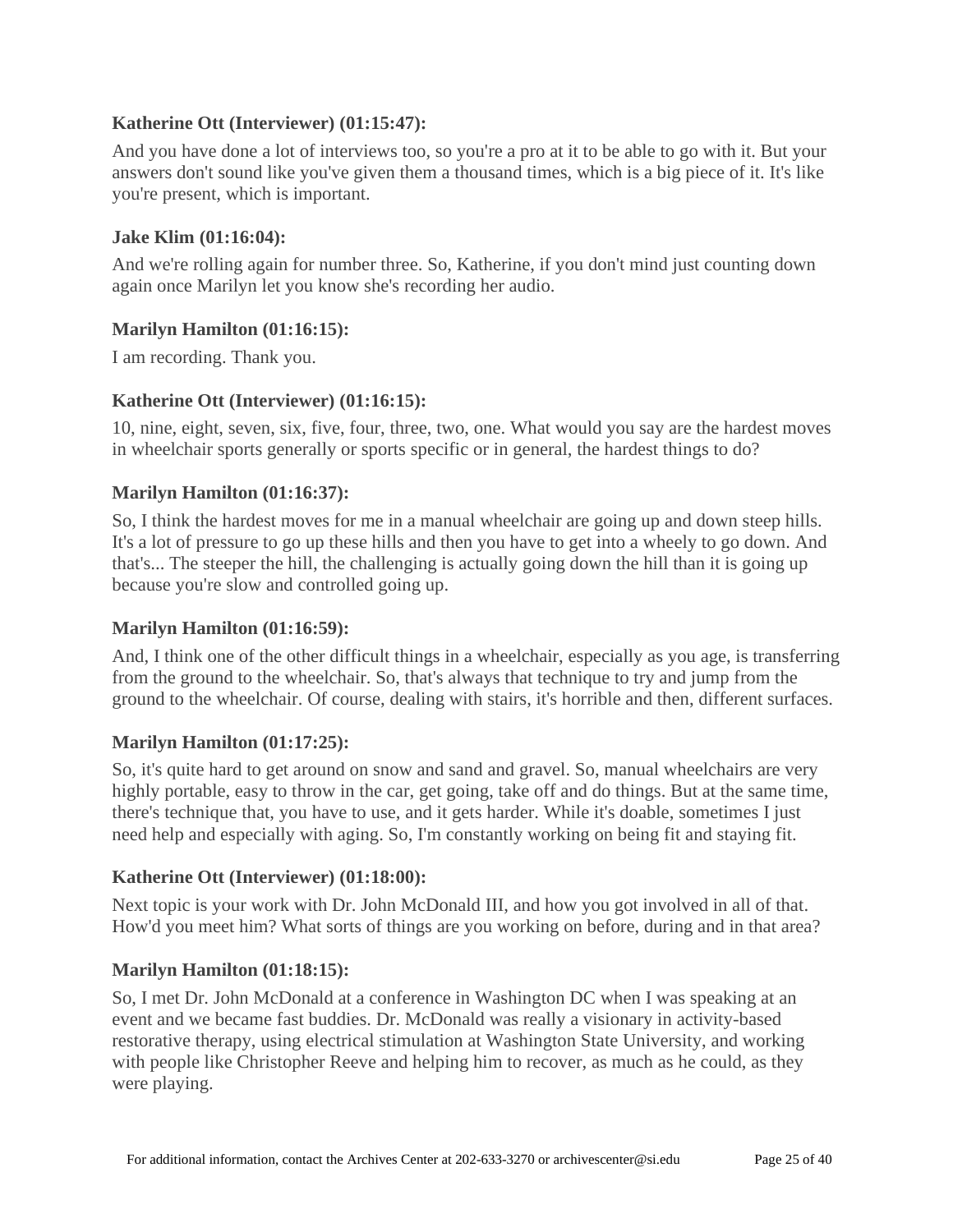**Katherine Ott (Interviewer) (01:15:47):**

And you have done a lot of interviews too, so you're a pro at it to be able to go with it. But your answers don't sound like you've given them a thousand times, which is a big piece of it. It's like you're present, which is important.

**Jake Klim (01:16:04):**

And we're rolling again for number three. So, Katherine, if you don't mind just counting down again once Marilyn let you know she's recording her audio.

**Marilyn Hamilton (01:16:15):**

I am recording. Thank you.

**Katherine Ott (Interviewer) (01:16:15):**

10, nine, eight, seven, six, five, four, three, two, one. What would you say are the hardest moves in wheelchair sports generally or sports specific or in general, the hardest things to do?

**Marilyn Hamilton (01:16:37):**

So, I think the hardest moves for me in a manual wheelchair are going up and down steep hills. It's a lot of pressure to go up these hills and then you have to get into a wheely to go down. And that's... The steeper the hill, the challenging is actually going down the hill than it is going up because you're slow and controlled going up.

**Marilyn Hamilton (01:16:59):**

And, I think one of the other difficult things in a wheelchair, especially as you age, is transferring from the ground to the wheelchair. So, that's always that technique to try and jump from the ground to the wheelchair. Of course, dealing with stairs, it's horrible and then, different surfaces.

**Marilyn Hamilton (01:17:25):**

So, it's quite hard to get around on snow and sand and gravel. So, manual wheelchairs are very highly portable, easy to throw in the car, get going, take off and do things. But at the same time, there's technique that, you have to use, and it gets harder. While it's doable, sometimes I just need help and especially with aging. So, I'm constantly working on being fit and staying fit.

**Katherine Ott (Interviewer) (01:18:00):**

Next topic is your work with Dr. John McDonald III, and how you got involved in all of that. How'd you meet him? What sorts of things are you working on before, during and in that area?

**Marilyn Hamilton (01:18:15):**

So, I met Dr. John McDonald at a conference in Washington DC when I was speaking at an event and we became fast buddies. Dr. McDonald was really a visionary in activity-based restorative therapy, using electrical stimulation at Washington State University, and working with people like Christopher Reeve and helping him to recover, as much as he could, as they were playing.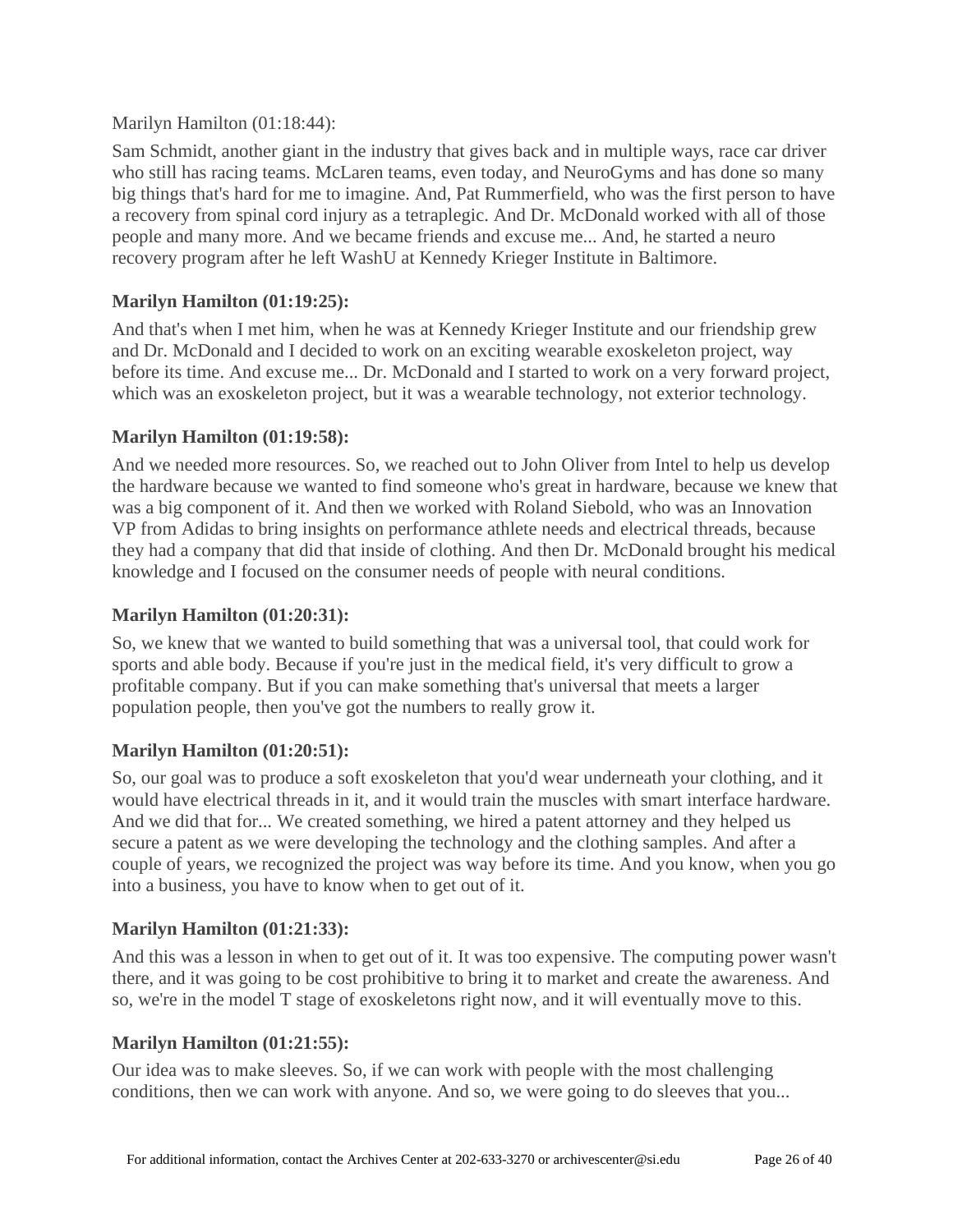Marilyn Hamilton (01:18:44):

Sam Schmidt, another giant in the industry that gives back and in multiple ways, race car driver who still has racing teams. McLaren teams, even today, and NeuroGyms and has done so many big things that's hard for me to imagine. And, Pat Rummerfield, who was the first person to have a recovery from spinal cord injury as a tetraplegic. And Dr. McDonald worked with all of those people and many more. And we became friends and excuse me... And, he started a neuro recovery program after he left WashU at Kennedy Krieger Institute in Baltimore.

**Marilyn Hamilton (01:19:25):**

And that's when I met him, when he was at Kennedy Krieger Institute and our friendship grew and Dr. McDonald and I decided to work on an exciting wearable exoskeleton project, way before its time. And excuse me... Dr. McDonald and I started to work on a very forward project, which was an exoskeleton project, but it was a wearable technology, not exterior technology.

**Marilyn Hamilton (01:19:58):**

And we needed more resources. So, we reached out to John Oliver from Intel to help us develop the hardware because we wanted to find someone who's great in hardware, because we knew that was a big component of it. And then we worked with Roland Siebold, who was an Innovation VP from Adidas to bring insights on performance athlete needs and electrical threads, because they had a company that did that inside of clothing. And then Dr. McDonald brought his medical knowledge and I focused on the consumer needs of people with neural conditions.

**Marilyn Hamilton (01:20:31):**

So, we knew that we wanted to build something that was a universal tool, that could work for sports and able body. Because if you're just in the medical field, it's very difficult to grow a profitable company. But if you can make something that's universal that meets a larger population people, then you've got the numbers to really grow it.

**Marilyn Hamilton (01:20:51):**

So, our goal was to produce a soft exoskeleton that you'd wear underneath your clothing, and it would have electrical threads in it, and it would train the muscles with smart interface hardware. And we did that for... We created something, we hired a patent attorney and they helped us secure a patent as we were developing the technology and the clothing samples. And after a couple of years, we recognized the project was way before its time. And you know, when you go into a business, you have to know when to get out of it.

**Marilyn Hamilton (01:21:33):**

And this was a lesson in when to get out of it. It was too expensive. The computing power wasn't there, and it was going to be cost prohibitive to bring it to market and create the awareness. And so, we're in the model T stage of exoskeletons right now, and it will eventually move to this.

**Marilyn Hamilton (01:21:55):**

Our idea was to make sleeves. So, if we can work with people with the most challenging conditions, then we can work with anyone. And so, we were going to do sleeves that you...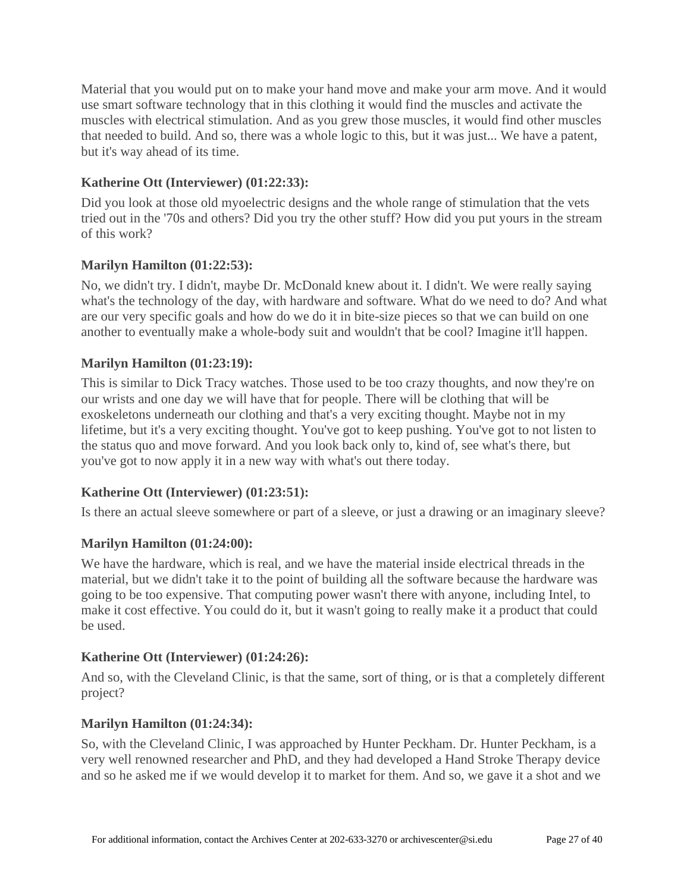Material that you would put on to make your hand move and make your arm move. And it would use smart software technology that in this clothing it would find the muscles and activate the muscles with electrical stimulation. And as you grew those muscles, it would find other muscles that needed to build. And so, there was a whole logic to this, but it was just... We have a patent, but it's way ahead of its time.

**Katherine Ott (Interviewer) (01:22:33):**

Did you look at those old myoelectric designs and the whole range of stimulation that the vets tried out in the '70s and others? Did you try the other stuff? How did you put yours in the stream of this work?

**Marilyn Hamilton (01:22:53):**

No, we didn't try. I didn't, maybe Dr. McDonald knew about it. I didn't. We were really saying what's the technology of the day, with hardware and software. What do we need to do? And what are our very specific goals and how do we do it in bite-size pieces so that we can build on one another to eventually make a whole-body suit and wouldn't that be cool? Imagine it'll happen.

**Marilyn Hamilton (01:23:19):**

This is similar to Dick Tracy watches. Those used to be too crazy thoughts, and now they're on our wrists and one day we will have that for people. There will be clothing that will be exoskeletons underneath our clothing and that's a very exciting thought. Maybe not in my lifetime, but it's a very exciting thought. You've got to keep pushing. You've got to not listen to the status quo and move forward. And you look back only to, kind of, see what's there, but you've got to now apply it in a new way with what's out there today.

**Katherine Ott (Interviewer) (01:23:51):**

Is there an actual sleeve somewhere or part of a sleeve, or just a drawing or an imaginary sleeve?

**Marilyn Hamilton (01:24:00):**

We have the hardware, which is real, and we have the material inside electrical threads in the material, but we didn't take it to the point of building all the software because the hardware was going to be too expensive. That computing power wasn't there with anyone, including Intel, to make it cost effective. You could do it, but it wasn't going to really make it a product that could be used.

**Katherine Ott (Interviewer) (01:24:26):**

And so, with the Cleveland Clinic, is that the same, sort of thing, or is that a completely different project?

**Marilyn Hamilton (01:24:34):**

So, with the Cleveland Clinic, I was approached by Hunter Peckham. Dr. Hunter Peckham, is a very well renowned researcher and PhD, and they had developed a Hand Stroke Therapy device and so he asked me if we would develop it to market for them. And so, we gave it a shot and we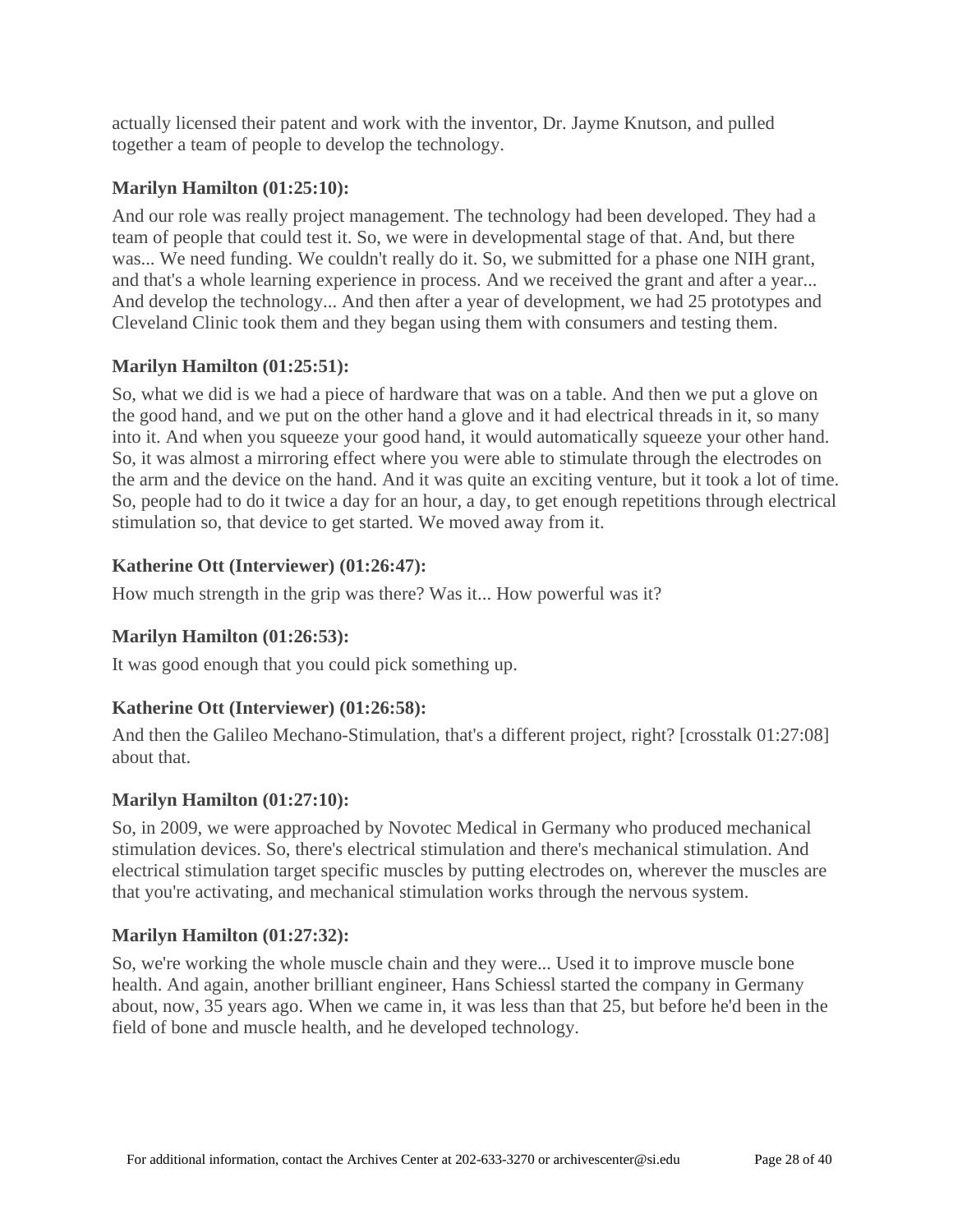actually licensed their patent and work with the inventor, Dr. Jayme Knutson, and pulled together a team of people to develop the technology.

**Marilyn Hamilton (01:25:10):**

And our role was really project management. The technology had been developed. They had a team of people that could test it. So, we were in developmental stage of that. And, but there was... We need funding. We couldn't really do it. So, we submitted for a phase one NIH grant, and that's a whole learning experience in process. And we received the grant and after a year... And develop the technology... And then after a year of development, we had 25 prototypes and Cleveland Clinic took them and they began using them with consumers and testing them.

**Marilyn Hamilton (01:25:51):**

So, what we did is we had a piece of hardware that was on a table. And then we put a glove on the good hand, and we put on the other hand a glove and it had electrical threads in it, so many into it. And when you squeeze your good hand, it would automatically squeeze your other hand. So, it was almost a mirroring effect where you were able to stimulate through the electrodes on the arm and the device on the hand. And it was quite an exciting venture, but it took a lot of time. So, people had to do it twice a day for an hour, a day, to get enough repetitions through electrical stimulation so, that device to get started. We moved away from it.

**Katherine Ott (Interviewer) (01:26:47):**

How much strength in the grip was there? Was it... How powerful was it?

**Marilyn Hamilton (01:26:53):**

It was good enough that you could pick something up.

**Katherine Ott (Interviewer) (01:26:58):**

And then the Galileo Mechano-Stimulation, that's a different project, right? [crosstalk 01:27:08] about that.

**Marilyn Hamilton (01:27:10):**

So, in 2009, we were approached by Novotec Medical in Germany who produced mechanical stimulation devices. So, there's electrical stimulation and there's mechanical stimulation. And electrical stimulation target specific muscles by putting electrodes on, wherever the muscles are that you're activating, and mechanical stimulation works through the nervous system.

**Marilyn Hamilton (01:27:32):**

So, we're working the whole muscle chain and they were... Used it to improve muscle bone health. And again, another brilliant engineer, Hans Schiessl started the company in Germany about, now, 35 years ago. When we came in, it was less than that 25, but before he'd been in the field of bone and muscle health, and he developed technology.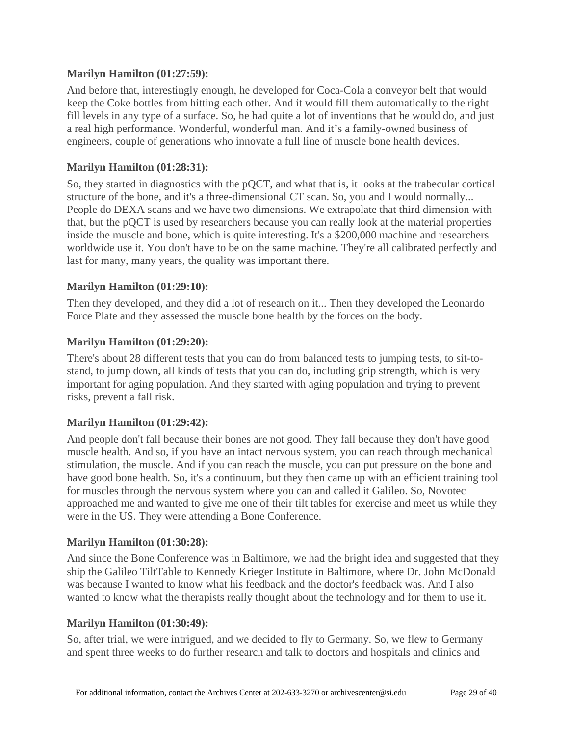**Marilyn Hamilton (01:27:59):**

And before that, interestingly enough, he developed for Coca-Cola a conveyor belt that would keep the Coke bottles from hitting each other. And it would fill them automatically to the right fill levels in any type of a surface. So, he had quite a lot of inventions that he would do, and just a real high performance. Wonderful, wonderful man. And it's a family-owned business of engineers, couple of generations who innovate a full line of muscle bone health devices.

**Marilyn Hamilton (01:28:31):**

So, they started in diagnostics with the pQCT, and what that is, it looks at the trabecular cortical structure of the bone, and it's a three-dimensional CT scan. So, you and I would normally... People do DEXA scans and we have two dimensions. We extrapolate that third dimension with that, but the pQCT is used by researchers because you can really look at the material properties inside the muscle and bone, which is quite interesting. It's a $200,000 machine and researchers worldwide use it. You don't have to be on the same machine. They're all calibrated perfectly and last for many, many years, the quality was important there.

**Marilyn Hamilton (01:29:10):**

Then they developed, and they did a lot of research on it... Then they developed the Leonardo Force Plate and they assessed the muscle bone health by the forces on the body.

**Marilyn Hamilton (01:29:20):**

There's about 28 different tests that you can do from balanced tests to jumping tests, to sit-to-stand, to jump down, all kinds of tests that you can do, including grip strength, which is very important for aging population. And they started with aging population and trying to prevent risks, prevent a fall risk.

**Marilyn Hamilton (01:29:42):**

And people don't fall because their bones are not good. They fall because they don't have good muscle health. And so, if you have an intact nervous system, you can reach through mechanical stimulation, the muscle. And if you can reach the muscle, you can put pressure on the bone and have good bone health. So, it's a continuum, but they then came up with an efficient training tool for muscles through the nervous system where you can and called it Galileo. So, Novotec approached me and wanted to give me one of their tilt tables for exercise and meet us while they were in the US. They were attending a Bone Conference.

**Marilyn Hamilton (01:30:28):**

And since the Bone Conference was in Baltimore, we had the bright idea and suggested that they ship the Galileo TiltTable to Kennedy Krieger Institute in Baltimore, where Dr. John McDonald was because I wanted to know what his feedback and the doctor's feedback was. And I also wanted to know what the therapists really thought about the technology and for them to use it.

**Marilyn Hamilton (01:30:49):**

So, after trial, we were intrigued, and we decided to fly to Germany. So, we flew to Germany and spent three weeks to do further research and talk to doctors and hospitals and clinics and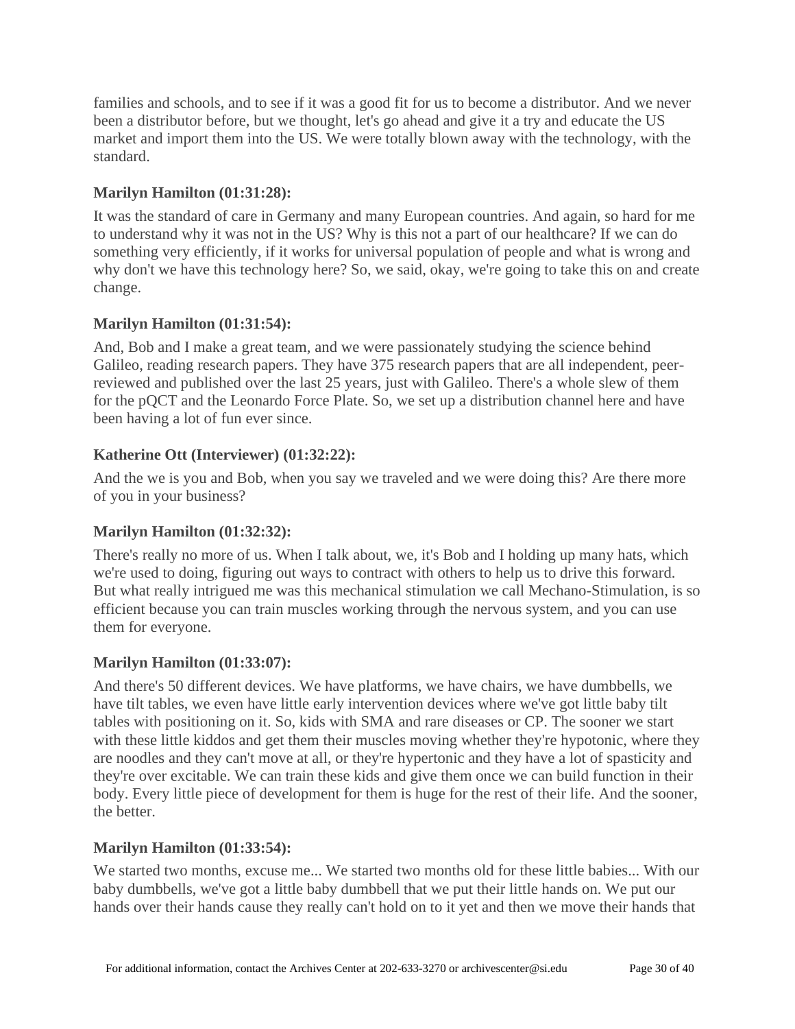families and schools, and to see if it was a good fit for us to become a distributor. And we never been a distributor before, but we thought, let's go ahead and give it a try and educate the US market and import them into the US. We were totally blown away with the technology, with the standard.

**Marilyn Hamilton (01:31:28):**

It was the standard of care in Germany and many European countries. And again, so hard for me to understand why it was not in the US? Why is this not a part of our healthcare? If we can do something very efficiently, if it works for universal population of people and what is wrong and why don't we have this technology here? So, we said, okay, we're going to take this on and create change.

**Marilyn Hamilton (01:31:54):**

And, Bob and I make a great team, and we were passionately studying the science behind Galileo, reading research papers. They have 375 research papers that are all independent, peer-reviewed and published over the last 25 years, just with Galileo. There's a whole slew of them for the pQCT and the Leonardo Force Plate. So, we set up a distribution channel here and have been having a lot of fun ever since.

**Katherine Ott (Interviewer) (01:32:22):**

And the we is you and Bob, when you say we traveled and we were doing this? Are there more of you in your business?

**Marilyn Hamilton (01:32:32):**

There's really no more of us. When I talk about, we, it's Bob and I holding up many hats, which we're used to doing, figuring out ways to contract with others to help us to drive this forward. But what really intrigued me was this mechanical stimulation we call Mechano-Stimulation, is so efficient because you can train muscles working through the nervous system, and you can use them for everyone.

**Marilyn Hamilton (01:33:07):**

And there's 50 different devices. We have platforms, we have chairs, we have dumbbells, we have tilt tables, we even have little early intervention devices where we've got little baby tilt tables with positioning on it. So, kids with SMA and rare diseases or CP. The sooner we start with these little kiddos and get them their muscles moving whether they're hypotonic, where they are noodles and they can't move at all, or they're hypertonic and they have a lot of spasticity and they're over excitable. We can train these kids and give them once we can build function in their body. Every little piece of development for them is huge for the rest of their life. And the sooner, the better.

**Marilyn Hamilton (01:33:54):**

We started two months, excuse me... We started two months old for these little babies... With our baby dumbbells, we've got a little baby dumbbell that we put their little hands on. We put our hands over their hands cause they really can't hold on to it yet and then we move their hands that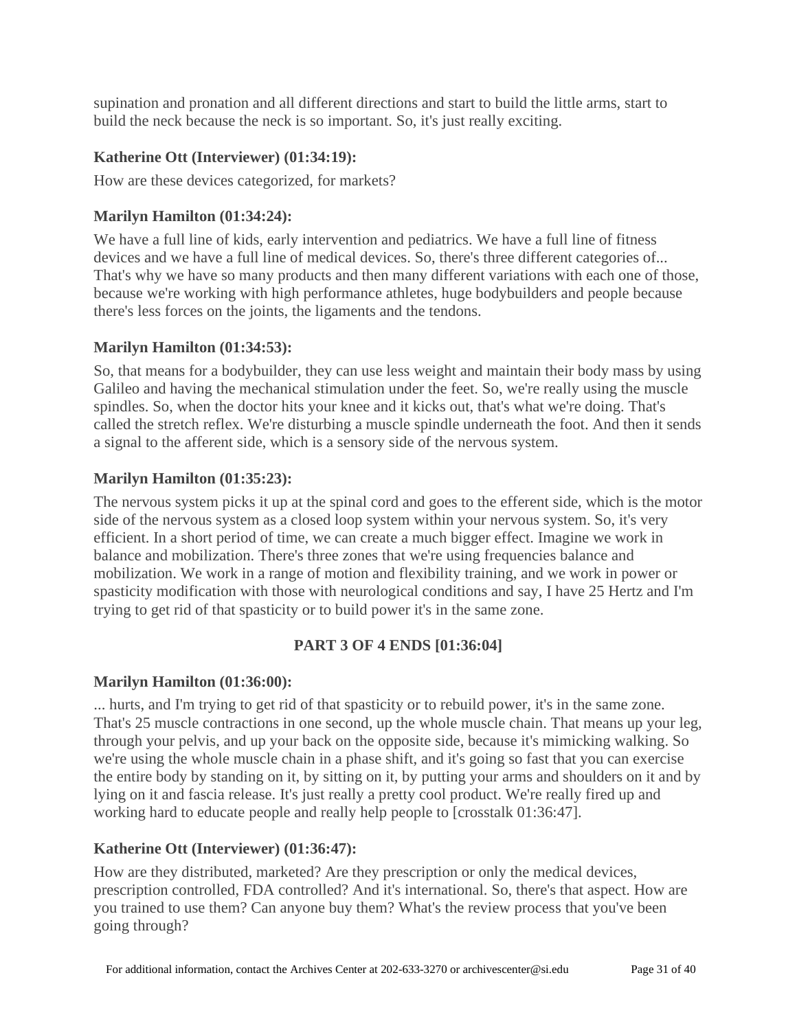supination and pronation and all different directions and start to build the little arms, start to build the neck because the neck is so important. So, it's just really exciting.

**Katherine Ott (Interviewer) (01:34:19):**

How are these devices categorized, for markets?

**Marilyn Hamilton (01:34:24):**

We have a full line of kids, early intervention and pediatrics. We have a full line of fitness devices and we have a full line of medical devices. So, there's three different categories of... That's why we have so many products and then many different variations with each one of those, because we're working with high performance athletes, huge bodybuilders and people because there's less forces on the joints, the ligaments and the tendons.

**Marilyn Hamilton (01:34:53):**

So, that means for a bodybuilder, they can use less weight and maintain their body mass by using Galileo and having the mechanical stimulation under the feet. So, we're really using the muscle spindles. So, when the doctor hits your knee and it kicks out, that's what we're doing. That's called the stretch reflex. We're disturbing a muscle spindle underneath the foot. And then it sends a signal to the afferent side, which is a sensory side of the nervous system.

**Marilyn Hamilton (01:35:23):**

The nervous system picks it up at the spinal cord and goes to the efferent side, which is the motor side of the nervous system as a closed loop system within your nervous system. So, it's very efficient. In a short period of time, we can create a much bigger effect. Imagine we work in balance and mobilization. There's three zones that we're using frequencies balance and mobilization. We work in a range of motion and flexibility training, and we work in power or spasticity modification with those with neurological conditions and say, I have 25 Hertz and I'm trying to get rid of that spasticity or to build power it's in the same zone.

**PART 3 OF 4 ENDS [01:36:04]**

**Marilyn Hamilton (01:36:00):**

... hurts, and I'm trying to get rid of that spasticity or to rebuild power, it's in the same zone. That's 25 muscle contractions in one second, up the whole muscle chain. That means up your leg, through your pelvis, and up your back on the opposite side, because it's mimicking walking. So we're using the whole muscle chain in a phase shift, and it's going so fast that you can exercise the entire body by standing on it, by sitting on it, by putting your arms and shoulders on it and by lying on it and fascia release. It's just really a pretty cool product. We're really fired up and working hard to educate people and really help people to [crosstalk 01:36:47].

**Katherine Ott (Interviewer) (01:36:47):**

How are they distributed, marketed? Are they prescription or only the medical devices, prescription controlled, FDA controlled? And it's international. So, there's that aspect. How are you trained to use them? Can anyone buy them? What's the review process that you've been going through?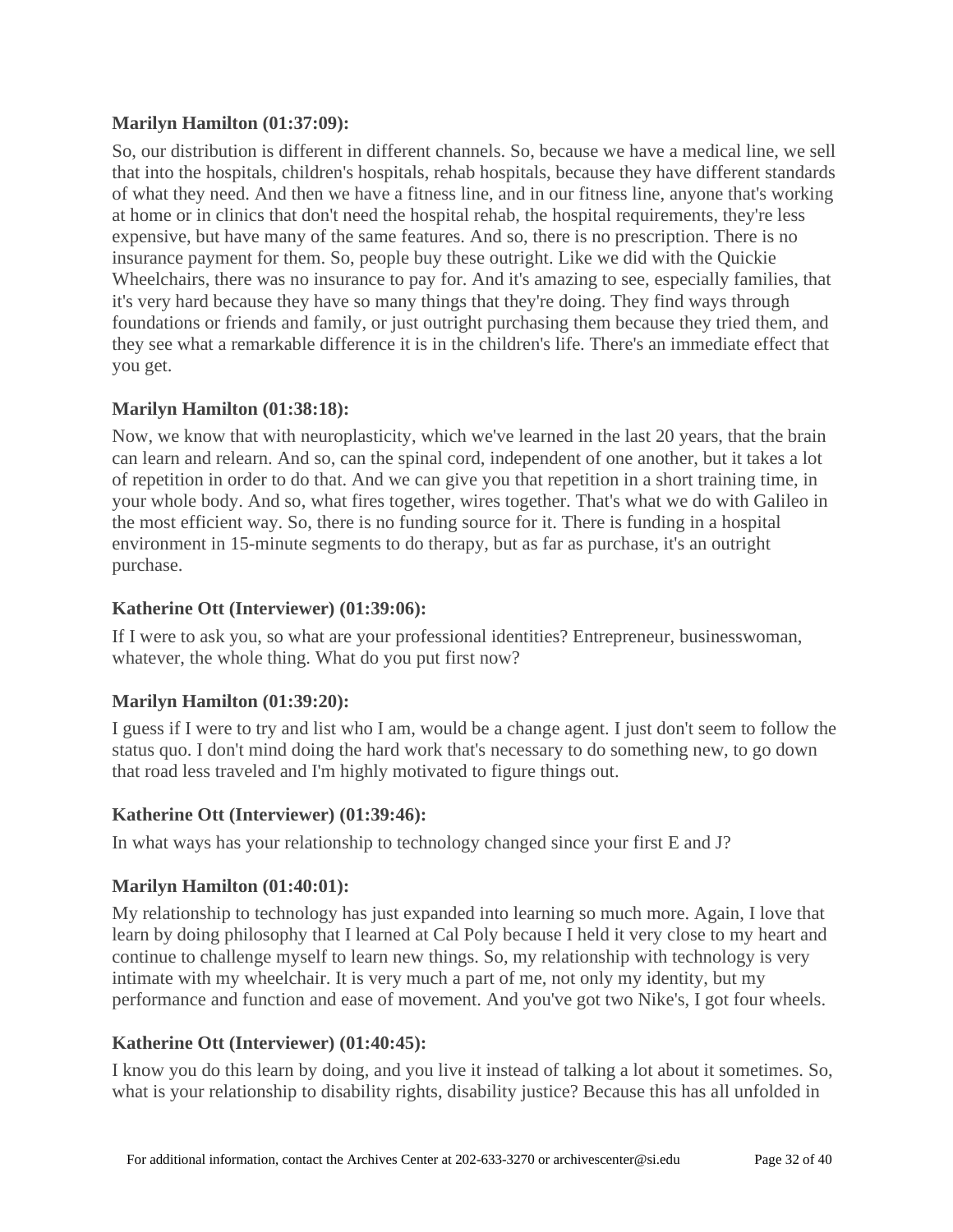**Marilyn Hamilton (01:37:09):**

So, our distribution is different in different channels. So, because we have a medical line, we sell that into the hospitals, children's hospitals, rehab hospitals, because they have different standards of what they need. And then we have a fitness line, and in our fitness line, anyone that's working at home or in clinics that don't need the hospital rehab, the hospital requirements, they're less expensive, but have many of the same features. And so, there is no prescription. There is no insurance payment for them. So, people buy these outright. Like we did with the Quickie Wheelchairs, there was no insurance to pay for. And it's amazing to see, especially families, that it's very hard because they have so many things that they're doing. They find ways through foundations or friends and family, or just outright purchasing them because they tried them, and they see what a remarkable difference it is in the children's life. There's an immediate effect that you get.

**Marilyn Hamilton (01:38:18):**

Now, we know that with neuroplasticity, which we've learned in the last 20 years, that the brain can learn and relearn. And so, can the spinal cord, independent of one another, but it takes a lot of repetition in order to do that. And we can give you that repetition in a short training time, in your whole body. And so, what fires together, wires together. That's what we do with Galileo in the most efficient way. So, there is no funding source for it. There is funding in a hospital environment in 15-minute segments to do therapy, but as far as purchase, it's an outright purchase.

**Katherine Ott (Interviewer) (01:39:06):**

If I were to ask you, so what are your professional identities? Entrepreneur, businesswoman, whatever, the whole thing. What do you put first now?

**Marilyn Hamilton (01:39:20):**

I guess if I were to try and list who I am, would be a change agent. I just don't seem to follow the status quo. I don't mind doing the hard work that's necessary to do something new, to go down that road less traveled and I'm highly motivated to figure things out.

**Katherine Ott (Interviewer) (01:39:46):**

In what ways has your relationship to technology changed since your first E and J?

**Marilyn Hamilton (01:40:01):**

My relationship to technology has just expanded into learning so much more. Again, I love that learn by doing philosophy that I learned at Cal Poly because I held it very close to my heart and continue to challenge myself to learn new things. So, my relationship with technology is very intimate with my wheelchair. It is very much a part of me, not only my identity, but my performance and function and ease of movement. And you've got two Nike's, I got four wheels.

**Katherine Ott (Interviewer) (01:40:45):**

I know you do this learn by doing, and you live it instead of talking a lot about it sometimes. So, what is your relationship to disability rights, disability justice? Because this has all unfolded in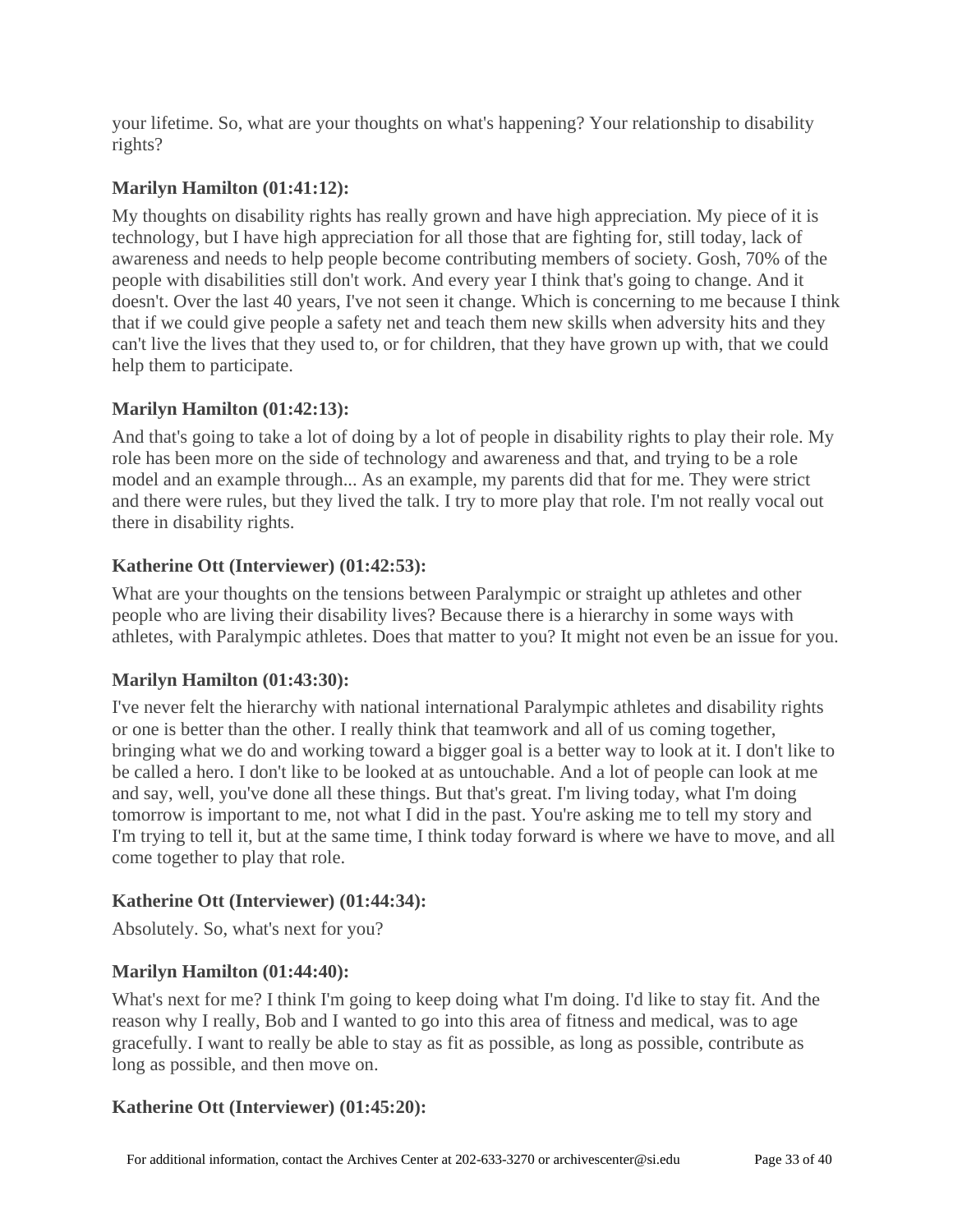your lifetime. So, what are your thoughts on what's happening? Your relationship to disability rights?

**Marilyn Hamilton (01:41:12):**

My thoughts on disability rights has really grown and have high appreciation. My piece of it is technology, but I have high appreciation for all those that are fighting for, still today, lack of awareness and needs to help people become contributing members of society. Gosh, 70% of the people with disabilities still don't work. And every year I think that's going to change. And it doesn't. Over the last 40 years, I've not seen it change. Which is concerning to me because I think that if we could give people a safety net and teach them new skills when adversity hits and they can't live the lives that they used to, or for children, that they have grown up with, that we could help them to participate.

**Marilyn Hamilton (01:42:13):**

And that's going to take a lot of doing by a lot of people in disability rights to play their role. My role has been more on the side of technology and awareness and that, and trying to be a role model and an example through... As an example, my parents did that for me. They were strict and there were rules, but they lived the talk. I try to more play that role. I'm not really vocal out there in disability rights.

**Katherine Ott (Interviewer) (01:42:53):**

What are your thoughts on the tensions between Paralympic or straight up athletes and other people who are living their disability lives? Because there is a hierarchy in some ways with athletes, with Paralympic athletes. Does that matter to you? It might not even be an issue for you.

**Marilyn Hamilton (01:43:30):**

I've never felt the hierarchy with national international Paralympic athletes and disability rights or one is better than the other. I really think that teamwork and all of us coming together, bringing what we do and working toward a bigger goal is a better way to look at it. I don't like to be called a hero. I don't like to be looked at as untouchable. And a lot of people can look at me and say, well, you've done all these things. But that's great. I'm living today, what I'm doing tomorrow is important to me, not what I did in the past. You're asking me to tell my story and I'm trying to tell it, but at the same time, I think today forward is where we have to move, and all come together to play that role.

**Katherine Ott (Interviewer) (01:44:34):**

Absolutely. So, what's next for you?

**Marilyn Hamilton (01:44:40):**

What's next for me? I think I'm going to keep doing what I'm doing. I'd like to stay fit. And the reason why I really, Bob and I wanted to go into this area of fitness and medical, was to age gracefully. I want to really be able to stay as fit as possible, as long as possible, contribute as long as possible, and then move on.

**Katherine Ott (Interviewer) (01:45:20):**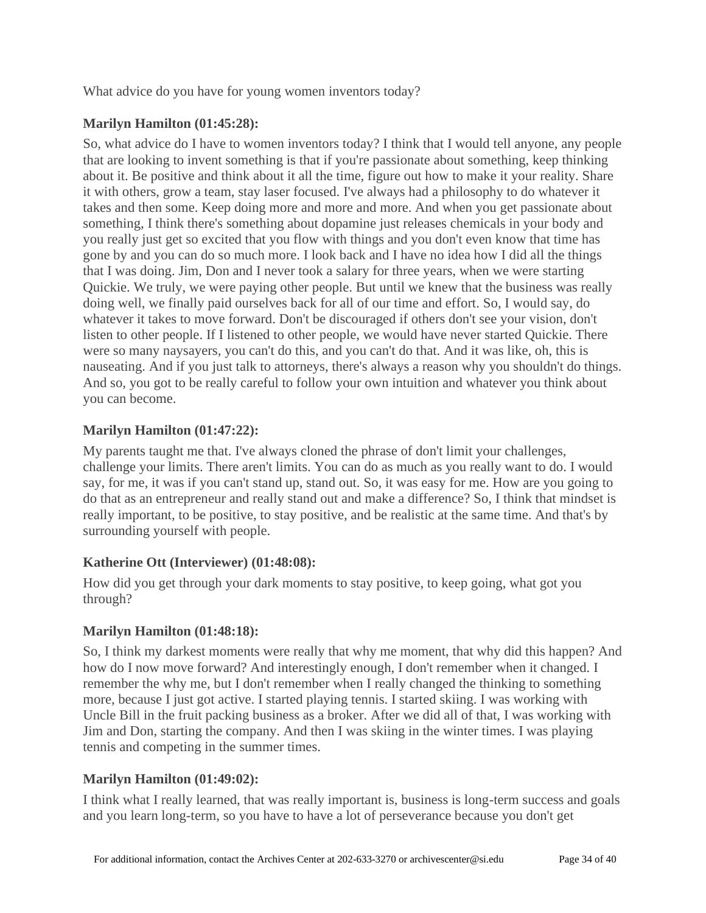What advice do you have for young women inventors today?

**Marilyn Hamilton (01:45:28):**

So, what advice do I have to women inventors today? I think that I would tell anyone, any people that are looking to invent something is that if you're passionate about something, keep thinking about it. Be positive and think about it all the time, figure out how to make it your reality. Share it with others, grow a team, stay laser focused. I've always had a philosophy to do whatever it takes and then some. Keep doing more and more and more. And when you get passionate about something, I think there's something about dopamine just releases chemicals in your body and you really just get so excited that you flow with things and you don't even know that time has gone by and you can do so much more. I look back and I have no idea how I did all the things that I was doing. Jim, Don and I never took a salary for three years, when we were starting Quickie. We truly, we were paying other people. But until we knew that the business was really doing well, we finally paid ourselves back for all of our time and effort. So, I would say, do whatever it takes to move forward. Don't be discouraged if others don't see your vision, don't listen to other people. If I listened to other people, we would have never started Quickie. There were so many naysayers, you can't do this, and you can't do that. And it was like, oh, this is nauseating. And if you just talk to attorneys, there's always a reason why you shouldn't do things. And so, you got to be really careful to follow your own intuition and whatever you think about you can become.

**Marilyn Hamilton (01:47:22):**

My parents taught me that. I've always cloned the phrase of don't limit your challenges, challenge your limits. There aren't limits. You can do as much as you really want to do. I would say, for me, it was if you can't stand up, stand out. So, it was easy for me. How are you going to do that as an entrepreneur and really stand out and make a difference? So, I think that mindset is really important, to be positive, to stay positive, and be realistic at the same time. And that's by surrounding yourself with people.

**Katherine Ott (Interviewer) (01:48:08):**

How did you get through your dark moments to stay positive, to keep going, what got you through?

**Marilyn Hamilton (01:48:18):**

So, I think my darkest moments were really that why me moment, that why did this happen? And how do I now move forward? And interestingly enough, I don't remember when it changed. I remember the why me, but I don't remember when I really changed the thinking to something more, because I just got active. I started playing tennis. I started skiing. I was working with Uncle Bill in the fruit packing business as a broker. After we did all of that, I was working with Jim and Don, starting the company. And then I was skiing in the winter times. I was playing tennis and competing in the summer times.

**Marilyn Hamilton (01:49:02):**

I think what I really learned, that was really important is, business is long-term success and goals and you learn long-term, so you have to have a lot of perseverance because you don't get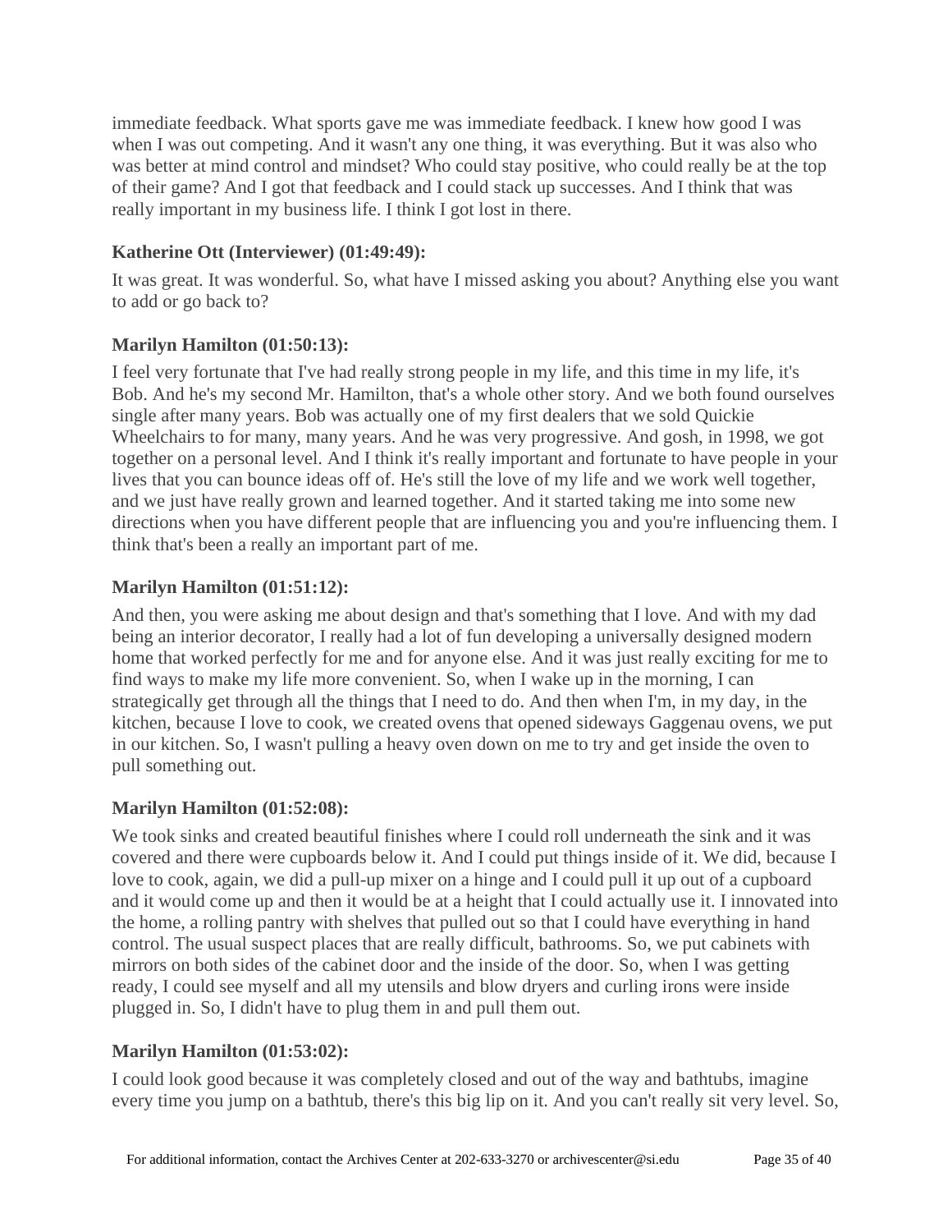immediate feedback. What sports gave me was immediate feedback. I knew how good I was when I was out competing. And it wasn't any one thing, it was everything. But it was also who was better at mind control and mindset? Who could stay positive, who could really be at the top of their game? And I got that feedback and I could stack up successes. And I think that was really important in my business life. I think I got lost in there.

**Katherine Ott (Interviewer) (01:49:49):**

It was great. It was wonderful. So, what have I missed asking you about? Anything else you want to add or go back to?

**Marilyn Hamilton (01:50:13):**

I feel very fortunate that I've had really strong people in my life, and this time in my life, it's Bob. And he's my second Mr. Hamilton, that's a whole other story. And we both found ourselves single after many years. Bob was actually one of my first dealers that we sold Quickie Wheelchairs to for many, many years. And he was very progressive. And gosh, in 1998, we got together on a personal level. And I think it's really important and fortunate to have people in your lives that you can bounce ideas off of. He's still the love of my life and we work well together, and we just have really grown and learned together. And it started taking me into some new directions when you have different people that are influencing you and you're influencing them. I think that's been a really an important part of me.

**Marilyn Hamilton (01:51:12):**

And then, you were asking me about design and that's something that I love. And with my dad being an interior decorator, I really had a lot of fun developing a universally designed modern home that worked perfectly for me and for anyone else. And it was just really exciting for me to find ways to make my life more convenient. So, when I wake up in the morning, I can strategically get through all the things that I need to do. And then when I'm, in my day, in the kitchen, because I love to cook, we created ovens that opened sideways Gaggenau ovens, we put in our kitchen. So, I wasn't pulling a heavy oven down on me to try and get inside the oven to pull something out.

**Marilyn Hamilton (01:52:08):**

We took sinks and created beautiful finishes where I could roll underneath the sink and it was covered and there were cupboards below it. And I could put things inside of it. We did, because I love to cook, again, we did a pull-up mixer on a hinge and I could pull it up out of a cupboard and it would come up and then it would be at a height that I could actually use it. I innovated into the home, a rolling pantry with shelves that pulled out so that I could have everything in hand control. The usual suspect places that are really difficult, bathrooms. So, we put cabinets with mirrors on both sides of the cabinet door and the inside of the door. So, when I was getting ready, I could see myself and all my utensils and blow dryers and curling irons were inside plugged in. So, I didn't have to plug them in and pull them out.

**Marilyn Hamilton (01:53:02):**

I could look good because it was completely closed and out of the way and bathtubs, imagine every time you jump on a bathtub, there's this big lip on it. And you can't really sit very level. So,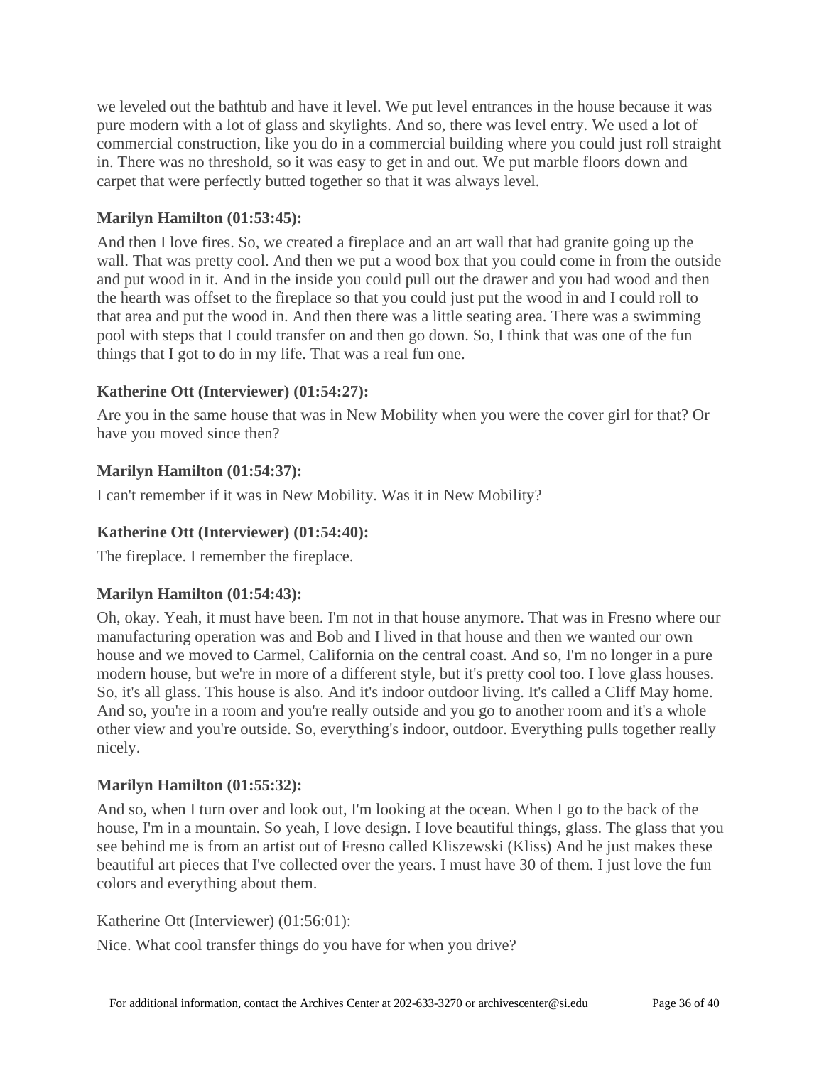we leveled out the bathtub and have it level. We put level entrances in the house because it was pure modern with a lot of glass and skylights. And so, there was level entry. We used a lot of commercial construction, like you do in a commercial building where you could just roll straight in. There was no threshold, so it was easy to get in and out. We put marble floors down and carpet that were perfectly butted together so that it was always level.

**Marilyn Hamilton (01:53:45):**

And then I love fires. So, we created a fireplace and an art wall that had granite going up the wall. That was pretty cool. And then we put a wood box that you could come in from the outside and put wood in it. And in the inside you could pull out the drawer and you had wood and then the hearth was offset to the fireplace so that you could just put the wood in and I could roll to that area and put the wood in. And then there was a little seating area. There was a swimming pool with steps that I could transfer on and then go down. So, I think that was one of the fun things that I got to do in my life. That was a real fun one.

**Katherine Ott (Interviewer) (01:54:27):**

Are you in the same house that was in New Mobility when you were the cover girl for that? Or have you moved since then?

**Marilyn Hamilton (01:54:37):**

I can't remember if it was in New Mobility. Was it in New Mobility?

**Katherine Ott (Interviewer) (01:54:40):**

The fireplace. I remember the fireplace.

**Marilyn Hamilton (01:54:43):**

Oh, okay. Yeah, it must have been. I'm not in that house anymore. That was in Fresno where our manufacturing operation was and Bob and I lived in that house and then we wanted our own house and we moved to Carmel, California on the central coast. And so, I'm no longer in a pure modern house, but we're in more of a different style, but it's pretty cool too. I love glass houses. So, it's all glass. This house is also. And it's indoor outdoor living. It's called a Cliff May home. And so, you're in a room and you're really outside and you go to another room and it's a whole other view and you're outside. So, everything's indoor, outdoor. Everything pulls together really nicely.

**Marilyn Hamilton (01:55:32):**

And so, when I turn over and look out, I'm looking at the ocean. When I go to the back of the house, I'm in a mountain. So yeah, I love design. I love beautiful things, glass. The glass that you see behind me is from an artist out of Fresno called Kliszewski (Kliss) And he just makes these beautiful art pieces that I've collected over the years. I must have 30 of them. I just love the fun colors and everything about them.

Katherine Ott (Interviewer) (01:56:01):

Nice. What cool transfer things do you have for when you drive?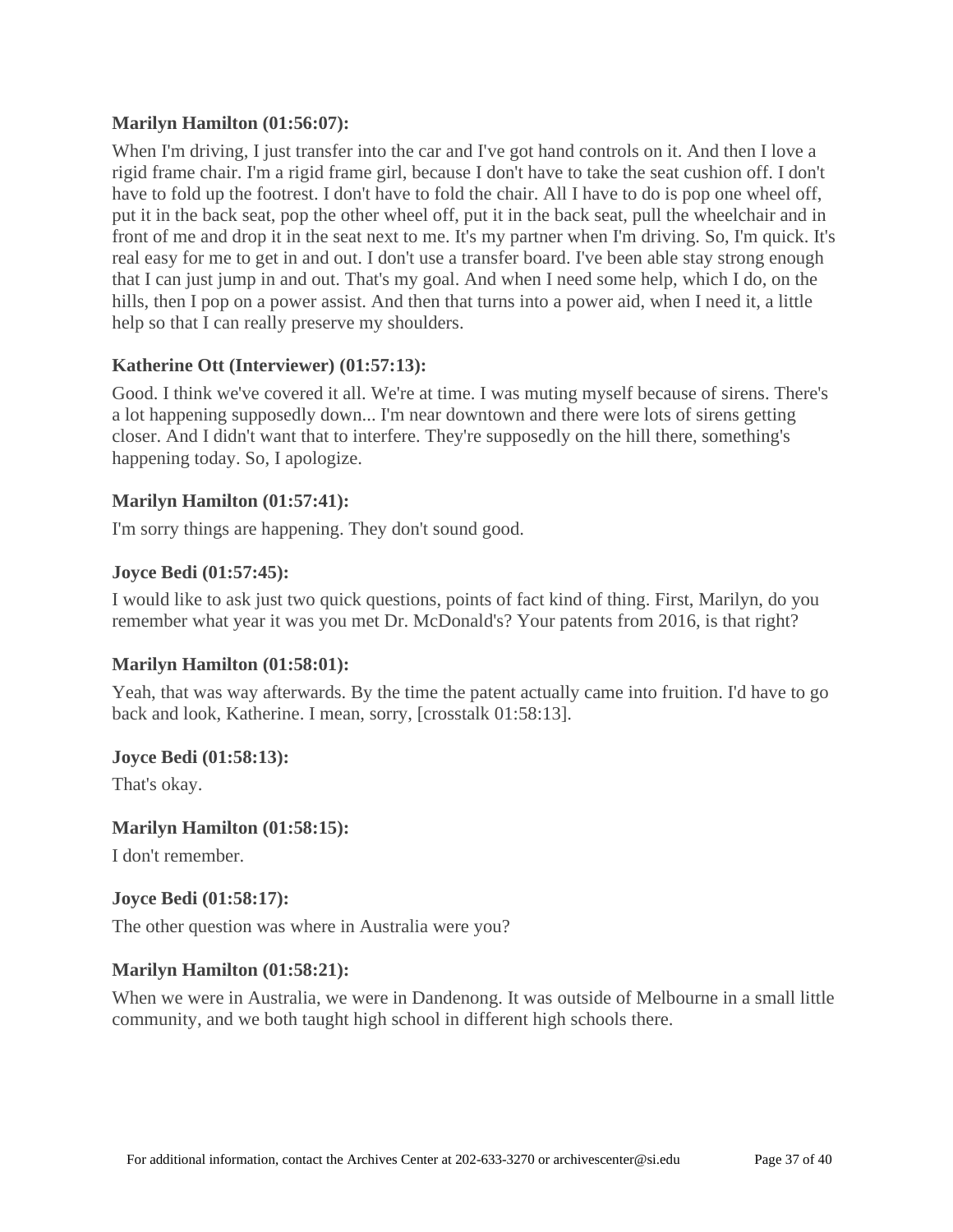**Marilyn Hamilton (01:56:07):**

When I'm driving, I just transfer into the car and I've got hand controls on it. And then I love a rigid frame chair. I'm a rigid frame girl, because I don't have to take the seat cushion off. I don't have to fold up the footrest. I don't have to fold the chair. All I have to do is pop one wheel off, put it in the back seat, pop the other wheel off, put it in the back seat, pull the wheelchair and in front of me and drop it in the seat next to me. It's my partner when I'm driving. So, I'm quick. It's real easy for me to get in and out. I don't use a transfer board. I've been able stay strong enough that I can just jump in and out. That's my goal. And when I need some help, which I do, on the hills, then I pop on a power assist. And then that turns into a power aid, when I need it, a little help so that I can really preserve my shoulders.

**Katherine Ott (Interviewer) (01:57:13):**

Good. I think we've covered it all. We're at time. I was muting myself because of sirens. There's a lot happening supposedly down... I'm near downtown and there were lots of sirens getting closer. And I didn't want that to interfere. They're supposedly on the hill there, something's happening today. So, I apologize.

**Marilyn Hamilton (01:57:41):**

I'm sorry things are happening. They don't sound good.

**Joyce Bedi (01:57:45):**

I would like to ask just two quick questions, points of fact kind of thing. First, Marilyn, do you remember what year it was you met Dr. McDonald's? Your patents from 2016, is that right?

**Marilyn Hamilton (01:58:01):**

Yeah, that was way afterwards. By the time the patent actually came into fruition. I'd have to go back and look, Katherine. I mean, sorry, [crosstalk 01:58:13].

**Joyce Bedi (01:58:13):**

That's okay.

**Marilyn Hamilton (01:58:15):**

I don't remember.

**Joyce Bedi (01:58:17):**

The other question was where in Australia were you?

**Marilyn Hamilton (01:58:21):**

When we were in Australia, we were in Dandenong. It was outside of Melbourne in a small little community, and we both taught high school in different high schools there.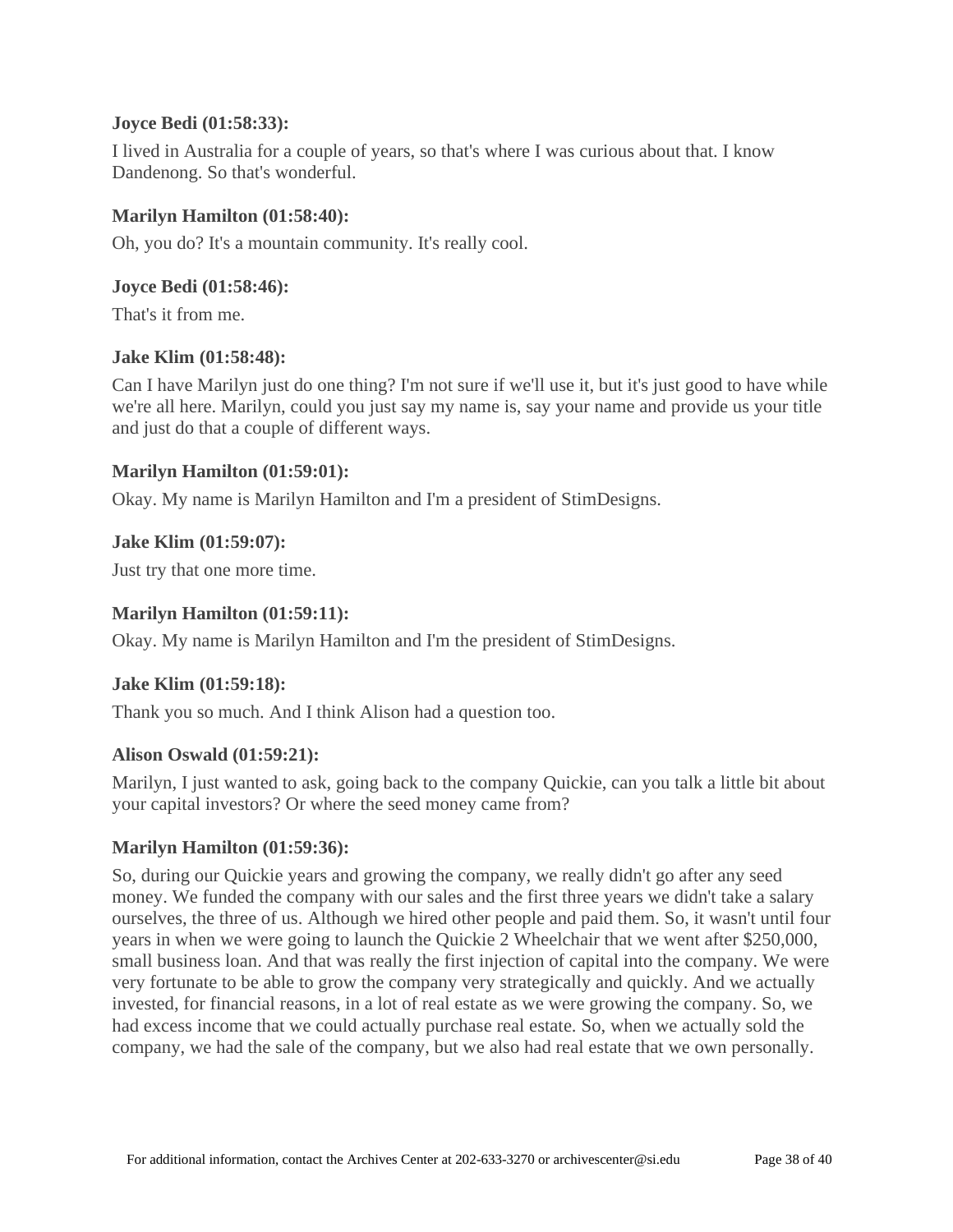**Joyce Bedi (01:58:33):**

I lived in Australia for a couple of years, so that's where I was curious about that. I know Dandenong. So that's wonderful.

**Marilyn Hamilton (01:58:40):**

Oh, you do? It's a mountain community. It's really cool.

**Joyce Bedi (01:58:46):**

That's it from me.

**Jake Klim (01:58:48):**

Can I have Marilyn just do one thing? I'm not sure if we'll use it, but it's just good to have while we're all here. Marilyn, could you just say my name is, say your name and provide us your title and just do that a couple of different ways.

**Marilyn Hamilton (01:59:01):**

Okay. My name is Marilyn Hamilton and I'm a president of StimDesigns.

**Jake Klim (01:59:07):**

Just try that one more time.

**Marilyn Hamilton (01:59:11):**

Okay. My name is Marilyn Hamilton and I'm the president of StimDesigns.

**Jake Klim (01:59:18):**

Thank you so much. And I think Alison had a question too.

**Alison Oswald (01:59:21):**

Marilyn, I just wanted to ask, going back to the company Quickie, can you talk a little bit about your capital investors? Or where the seed money came from?

**Marilyn Hamilton (01:59:36):**

So, during our Quickie years and growing the company, we really didn't go after any seed money. We funded the company with our sales and the first three years we didn't take a salary ourselves, the three of us. Although we hired other people and paid them. So, it wasn't until four years in when we were going to launch the Quickie 2 Wheelchair that we went after $250,000, small business loan. And that was really the first injection of capital into the company. We were very fortunate to be able to grow the company very strategically and quickly. And we actually invested, for financial reasons, in a lot of real estate as we were growing the company. So, we had excess income that we could actually purchase real estate. So, when we actually sold the company, we had the sale of the company, but we also had real estate that we own personally.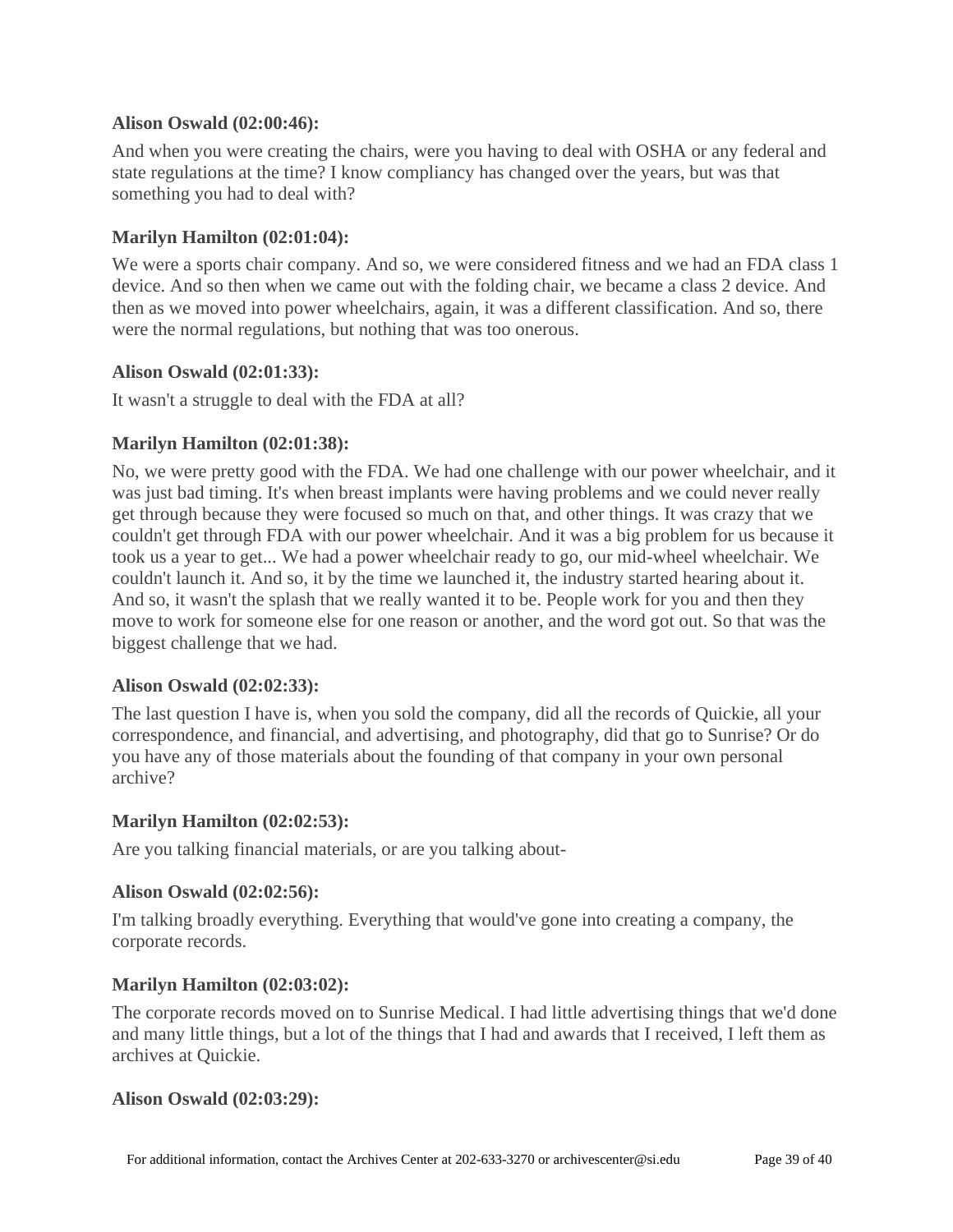**Alison Oswald (02:00:46):**

And when you were creating the chairs, were you having to deal with OSHA or any federal and state regulations at the time? I know compliancy has changed over the years, but was that something you had to deal with?

**Marilyn Hamilton (02:01:04):**

We were a sports chair company. And so, we were considered fitness and we had an FDA class 1 device. And so then when we came out with the folding chair, we became a class 2 device. And then as we moved into power wheelchairs, again, it was a different classification. And so, there were the normal regulations, but nothing that was too onerous.

**Alison Oswald (02:01:33):**

It wasn't a struggle to deal with the FDA at all?

**Marilyn Hamilton (02:01:38):**

No, we were pretty good with the FDA. We had one challenge with our power wheelchair, and it was just bad timing. It's when breast implants were having problems and we could never really get through because they were focused so much on that, and other things. It was crazy that we couldn't get through FDA with our power wheelchair. And it was a big problem for us because it took us a year to get... We had a power wheelchair ready to go, our mid-wheel wheelchair. We couldn't launch it. And so, it by the time we launched it, the industry started hearing about it. And so, it wasn't the splash that we really wanted it to be. People work for you and then they move to work for someone else for one reason or another, and the word got out. So that was the biggest challenge that we had.

**Alison Oswald (02:02:33):**

The last question I have is, when you sold the company, did all the records of Quickie, all your correspondence, and financial, and advertising, and photography, did that go to Sunrise? Or do you have any of those materials about the founding of that company in your own personal archive?

**Marilyn Hamilton (02:02:53):**

Are you talking financial materials, or are you talking about-

**Alison Oswald (02:02:56):**

I'm talking broadly everything. Everything that would've gone into creating a company, the corporate records.

**Marilyn Hamilton (02:03:02):**

The corporate records moved on to Sunrise Medical. I had little advertising things that we'd done and many little things, but a lot of the things that I had and awards that I received, I left them as archives at Quickie.

**Alison Oswald (02:03:29):**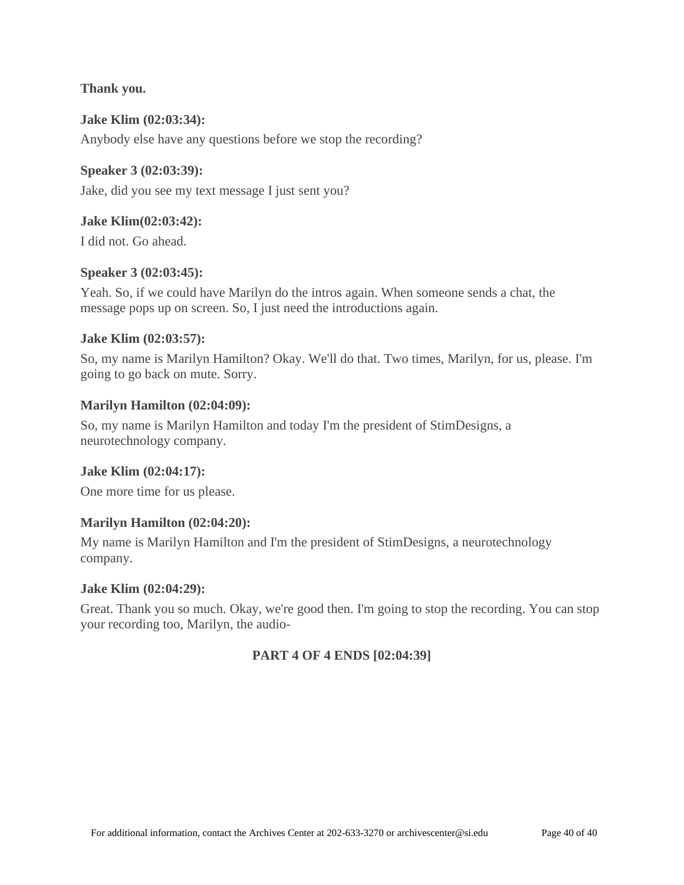**Thank you.**

**Jake Klim (02:03:34):**

Anybody else have any questions before we stop the recording?

**Speaker 3 (02:03:39):**

Jake, did you see my text message I just sent you?

**Jake Klim(02:03:42):**

I did not. Go ahead.

**Speaker 3 (02:03:45):**

Yeah. So, if we could have Marilyn do the intros again. When someone sends a chat, the message pops up on screen. So, I just need the introductions again.

**Jake Klim (02:03:57):**

So, my name is Marilyn Hamilton? Okay. We'll do that. Two times, Marilyn, for us, please. I'm going to go back on mute. Sorry.

**Marilyn Hamilton (02:04:09):**

So, my name is Marilyn Hamilton and today I'm the president of StimDesigns, a neurotechnology company.

**Jake Klim (02:04:17):**

One more time for us please.

**Marilyn Hamilton (02:04:20):**

My name is Marilyn Hamilton and I'm the president of StimDesigns, a neurotechnology company.

**Jake Klim (02:04:29):**

Great. Thank you so much. Okay, we're good then. I'm going to stop the recording. You can stop your recording too, Marilyn, the audio-

**PART 4 OF 4 ENDS [02:04:39]**

For additional information, contact the Archives Center at 202-633-3270 or archivescenter@si.edu